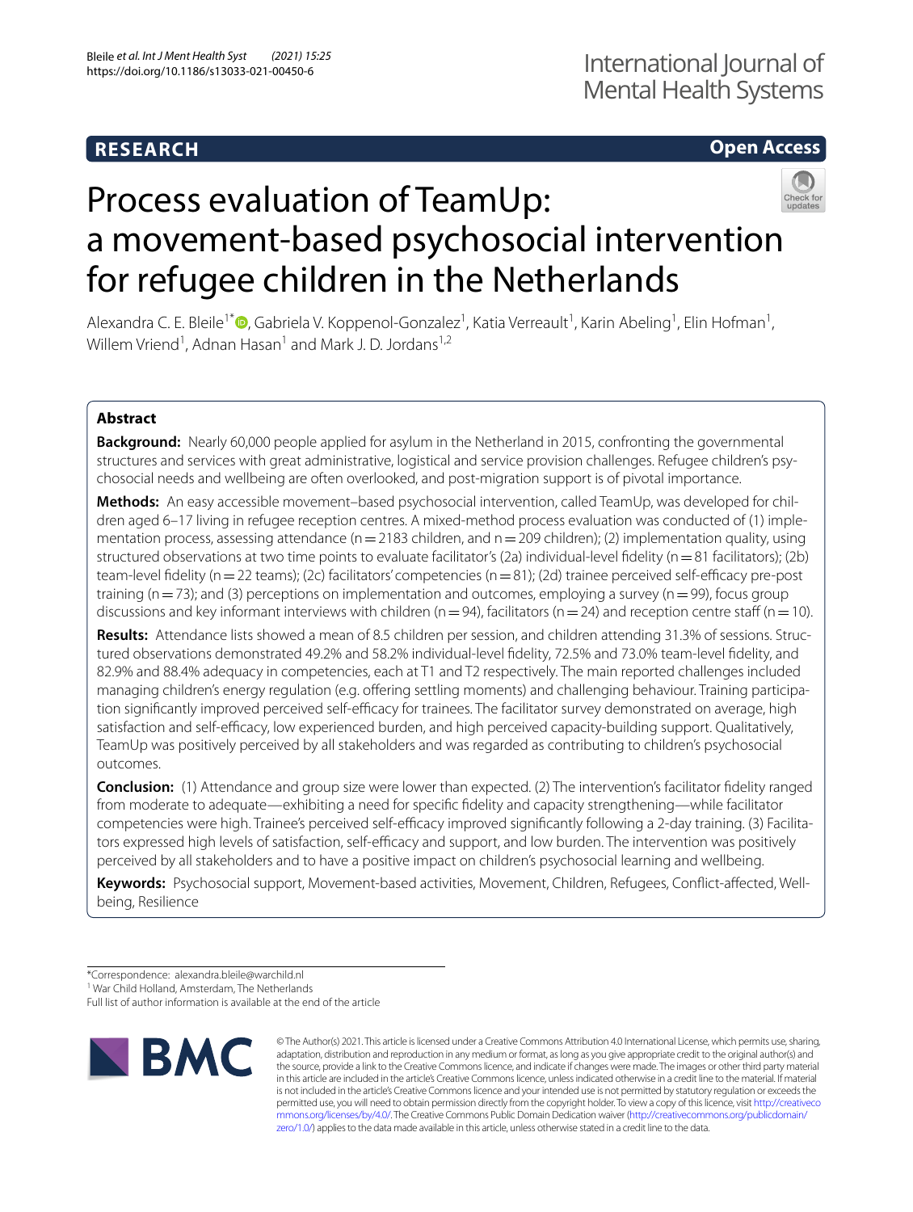RESEARCH

Open Access

# Process evaluation of TeamUp: a movement-based psychosocial intervention for refugee children in the Netherlands

Alexandra C. E. Bleile[1*], Gabriela V. Koppenol-Gonzalez[1], Katia Verreault[1], Karin Abeling[1], Elin Hofman[1], Willem Vriend[1], Adnan Hasan[1] and Mark J. D. Jordans[1,2]

## Abstract

**Background:** Nearly 60,000 people applied for asylum in the Netherland in 2015, confronting the governmental structures and services with great administrative, logistical and service provision challenges. Refugee children's psychosocial needs and wellbeing are often overlooked, and post-migration support is of pivotal importance.

**Methods:** An easy accessible movement–based psychosocial intervention, called TeamUp, was developed for children aged 6–17 living in refugee reception centres. A mixed-method process evaluation was conducted of (1) implementation process, assessing attendance (n = 2183 children, and n = 209 children); (2) implementation quality, using structured observations at two time points to evaluate facilitator's (2a) individual-level fidelity (n = 81 facilitators); (2b) team-level fidelity (n = 22 teams); (2c) facilitators' competencies (n = 81); (2d) trainee perceived self-efficacy pre-post training (n = 73); and (3) perceptions on implementation and outcomes, employing a survey (n = 99), focus group discussions and key informant interviews with children (n = 94), facilitators (n = 24) and reception centre staff (n = 10).

**Results:** Attendance lists showed a mean of 8.5 children per session, and children attending 31.3% of sessions. Structured observations demonstrated 49.2% and 58.2% individual-level fidelity, 72.5% and 73.0% team-level fidelity, and 82.9% and 88.4% adequacy in competencies, each at T1 and T2 respectively. The main reported challenges included managing children's energy regulation (e.g. offering settling moments) and challenging behaviour. Training participation significantly improved perceived self-efficacy for trainees. The facilitator survey demonstrated on average, high satisfaction and self-efficacy, low experienced burden, and high perceived capacity-building support. Qualitatively, TeamUp was positively perceived by all stakeholders and was regarded as contributing to children's psychosocial outcomes.

**Conclusion:** (1) Attendance and group size were lower than expected. (2) The intervention's facilitator fidelity ranged from moderate to adequate—exhibiting a need for specific fidelity and capacity strengthening—while facilitator competencies were high. Trainee's perceived self-efficacy improved significantly following a 2-day training. (3) Facilitators expressed high levels of satisfaction, self-efficacy and support, and low burden. The intervention was positively perceived by all stakeholders and to have a positive impact on children's psychosocial learning and wellbeing.

**Keywords:** Psychosocial support, Movement-based activities, Movement, Children, Refugees, Conflict-affected, Wellbeing, Resilience

*Correspondence: alexandra.bleile@warchild.nl
[1] War Child Holland, Amsterdam, The Netherlands
Full list of author information is available at the end of the article

© The Author(s) 2021. This article is licensed under a Creative Commons Attribution 4.0 International License, which permits use, sharing, adaptation, distribution and reproduction in any medium or format, as long as you give appropriate credit to the original author(s) and the source, provide a link to the Creative Commons licence, and indicate if changes were made. The images or other third party material in this article are included in the article's Creative Commons licence, unless indicated otherwise in a credit line to the material. If material is not included in the article's Creative Commons licence and your intended use is not permitted by statutory regulation or exceeds the permitted use, you will need to obtain permission directly from the copyright holder. To view a copy of this licence, visit http://creativecommons.org/licenses/by/4.0/. The Creative Commons Public Domain Dedication waiver (http://creativecommons.org/publicdomain/zero/1.0/) applies to the data made available in this article, unless otherwise stated in a credit line to the data.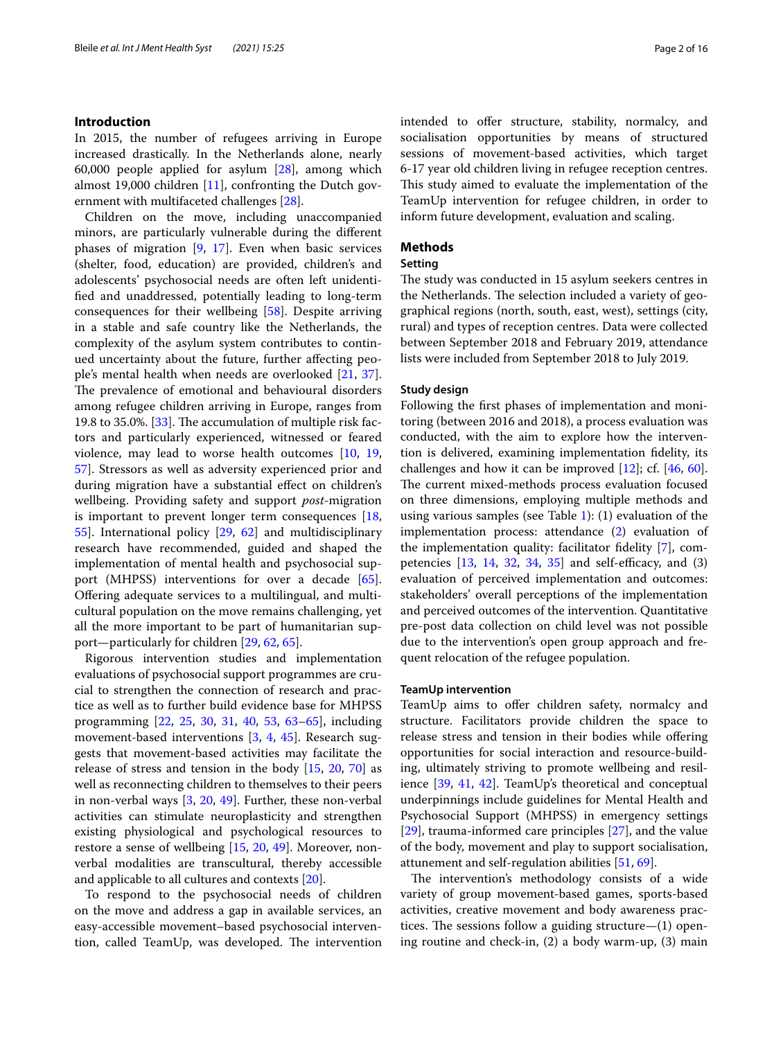## Introduction

In 2015, the number of refugees arriving in Europe increased drastically. In the Netherlands alone, nearly 60,000 people applied for asylum [28], among which almost 19,000 children [11], confronting the Dutch government with multifaceted challenges [28].

Children on the move, including unaccompanied minors, are particularly vulnerable during the different phases of migration [9, 17]. Even when basic services (shelter, food, education) are provided, children's and adolescents' psychosocial needs are often left unidentified and unaddressed, potentially leading to long-term consequences for their wellbeing [58]. Despite arriving in a stable and safe country like the Netherlands, the complexity of the asylum system contributes to continued uncertainty about the future, further affecting people's mental health when needs are overlooked [21, 37]. The prevalence of emotional and behavioural disorders among refugee children arriving in Europe, ranges from 19.8 to 35.0%. [33]. The accumulation of multiple risk factors and particularly experienced, witnessed or feared violence, may lead to worse health outcomes [10, 19, 57]. Stressors as well as adversity experienced prior and during migration have a substantial effect on children's wellbeing. Providing safety and support *post*-migration is important to prevent longer term consequences [18, 55]. International policy [29, 62] and multidisciplinary research have recommended, guided and shaped the implementation of mental health and psychosocial support (MHPSS) interventions for over a decade [65]. Offering adequate services to a multilingual, and multicultural population on the move remains challenging, yet all the more important to be part of humanitarian support—particularly for children [29, 62, 65].

Rigorous intervention studies and implementation evaluations of psychosocial support programmes are crucial to strengthen the connection of research and practice as well as to further build evidence base for MHPSS programming [22, 25, 30, 31, 40, 53, 63–65], including movement-based interventions [3, 4, 45]. Research suggests that movement-based activities may facilitate the release of stress and tension in the body [15, 20, 70] as well as reconnecting children to themselves to their peers in non-verbal ways [3, 20, 49]. Further, these non-verbal activities can stimulate neuroplasticity and strengthen existing physiological and psychological resources to restore a sense of wellbeing [15, 20, 49]. Moreover, non-verbal modalities are transcultural, thereby accessible and applicable to all cultures and contexts [20].

To respond to the psychosocial needs of children on the move and address a gap in available services, an easy-accessible movement–based psychosocial intervention, called TeamUp, was developed. The intervention intended to offer structure, stability, normalcy, and socialisation opportunities by means of structured sessions of movement-based activities, which target 6-17 year old children living in refugee reception centres. This study aimed to evaluate the implementation of the TeamUp intervention for refugee children, in order to inform future development, evaluation and scaling.

## Methods

### Setting

The study was conducted in 15 asylum seekers centres in the Netherlands. The selection included a variety of geographical regions (north, south, east, west), settings (city, rural) and types of reception centres. Data were collected between September 2018 and February 2019, attendance lists were included from September 2018 to July 2019.

### Study design

Following the first phases of implementation and monitoring (between 2016 and 2018), a process evaluation was conducted, with the aim to explore how the intervention is delivered, examining implementation fidelity, its challenges and how it can be improved [12]; cf. [46, 60]. The current mixed-methods process evaluation focused on three dimensions, employing multiple methods and using various samples (see Table 1): (1) evaluation of the implementation process: attendance (2) evaluation of the implementation quality: facilitator fidelity [7], competencies [13, 14, 32, 34, 35] and self-efficacy, and (3) evaluation of perceived implementation and outcomes: stakeholders' overall perceptions of the implementation and perceived outcomes of the intervention. Quantitative pre-post data collection on child level was not possible due to the intervention's open group approach and frequent relocation of the refugee population.

### TeamUp intervention

TeamUp aims to offer children safety, normalcy and structure. Facilitators provide children the space to release stress and tension in their bodies while offering opportunities for social interaction and resource-building, ultimately striving to promote wellbeing and resilience [39, 41, 42]. TeamUp's theoretical and conceptual underpinnings include guidelines for Mental Health and Psychosocial Support (MHPSS) in emergency settings [29], trauma-informed care principles [27], and the value of the body, movement and play to support socialisation, attunement and self-regulation abilities [51, 69].

The intervention's methodology consists of a wide variety of group movement-based games, sports-based activities, creative movement and body awareness practices. The sessions follow a guiding structure—(1) opening routine and check-in, (2) a body warm-up, (3) main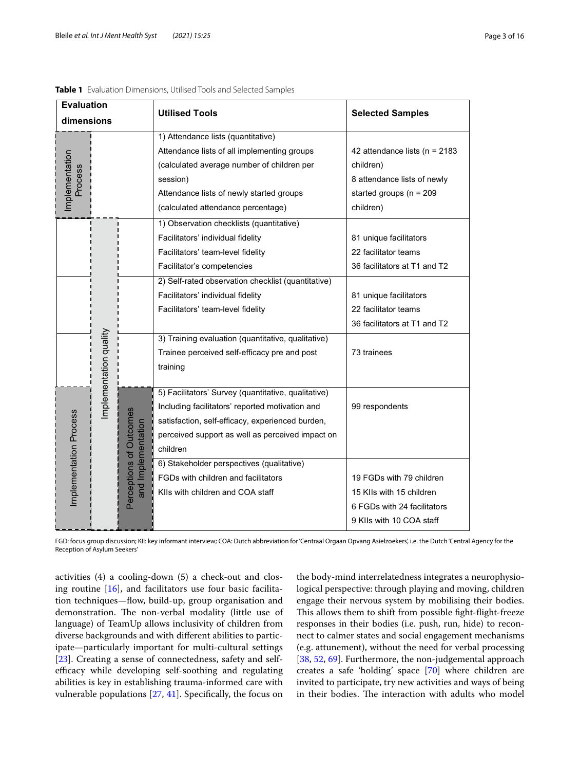**Table 1** Evaluation Dimensions, Utilised Tools and Selected Samples

| Evaluation dimensions | Utilised Tools | Selected Samples |
|---|---|---|
| Implementation Process | 1) Attendance lists (quantitative)<br>Attendance lists of all implementing groups (calculated average number of children per session)<br>Attendance lists of newly started groups (calculated attendance percentage) | 42 attendance lists (n = 2183 children)<br>8 attendance lists of newly started groups (n = 209 children) |
| Implementation quality | 1) Observation checklists (quantitative)<br>Facilitators' individual fidelity<br>Facilitators' team-level fidelity<br>Facilitator's competencies | 81 unique facilitators<br>22 facilitator teams<br>36 facilitators at T1 and T2 |
| Implementation quality | 2) Self-rated observation checklist (quantitative)<br>Facilitators' individual fidelity<br>Facilitators' team-level fidelity | 81 unique facilitators<br>22 facilitator teams<br>36 facilitators at T1 and T2 |
| Implementation quality | 3) Training evaluation (quantitative, qualitative)<br>Trainee perceived self-efficacy pre and post training | 73 trainees |
| Implementation Process; Implementation quality; Perceptions of Outcomes and Implementation | 5) Facilitators' Survey (quantitative, qualitative)<br>Including facilitators' reported motivation and satisfaction, self-efficacy, experienced burden, perceived support as well as perceived impact on children | 99 respondents |
| Implementation Process; Implementation quality; Perceptions of Outcomes and Implementation | 6) Stakeholder perspectives (qualitative)<br>FGDs with children and facilitators<br>KIIs with children and COA staff | 19 FGDs with 79 children<br>15 KIIs with 15 children<br>6 FGDs with 24 facilitators<br>9 KIIs with 10 COA staff |

FGD: focus group discussion; KII: key informant interview; COA: Dutch abbreviation for 'Centraal Orgaan Opvang Asielzoekers', i.e. the Dutch 'Central Agency for the Reception of Asylum Seekers'

activities (4) a cooling-down (5) a check-out and closing routine [16], and facilitators use four basic facilitation techniques—flow, build-up, group organisation and demonstration. The non-verbal modality (little use of language) of TeamUp allows inclusivity of children from diverse backgrounds and with different abilities to participate—particularly important for multi-cultural settings [23]. Creating a sense of connectedness, safety and self-efficacy while developing self-soothing and regulating abilities is key in establishing trauma-informed care with vulnerable populations [27, 41]. Specifically, the focus on the body-mind interrelatedness integrates a neurophysiological perspective: through playing and moving, children engage their nervous system by mobilising their bodies. This allows them to shift from possible fight-flight-freeze responses in their bodies (i.e. push, run, hide) to reconnect to calmer states and social engagement mechanisms (e.g. attunement), without the need for verbal processing [38, 52, 69]. Furthermore, the non-judgemental approach creates a safe 'holding' space [70] where children are invited to participate, try new activities and ways of being in their bodies. The interaction with adults who model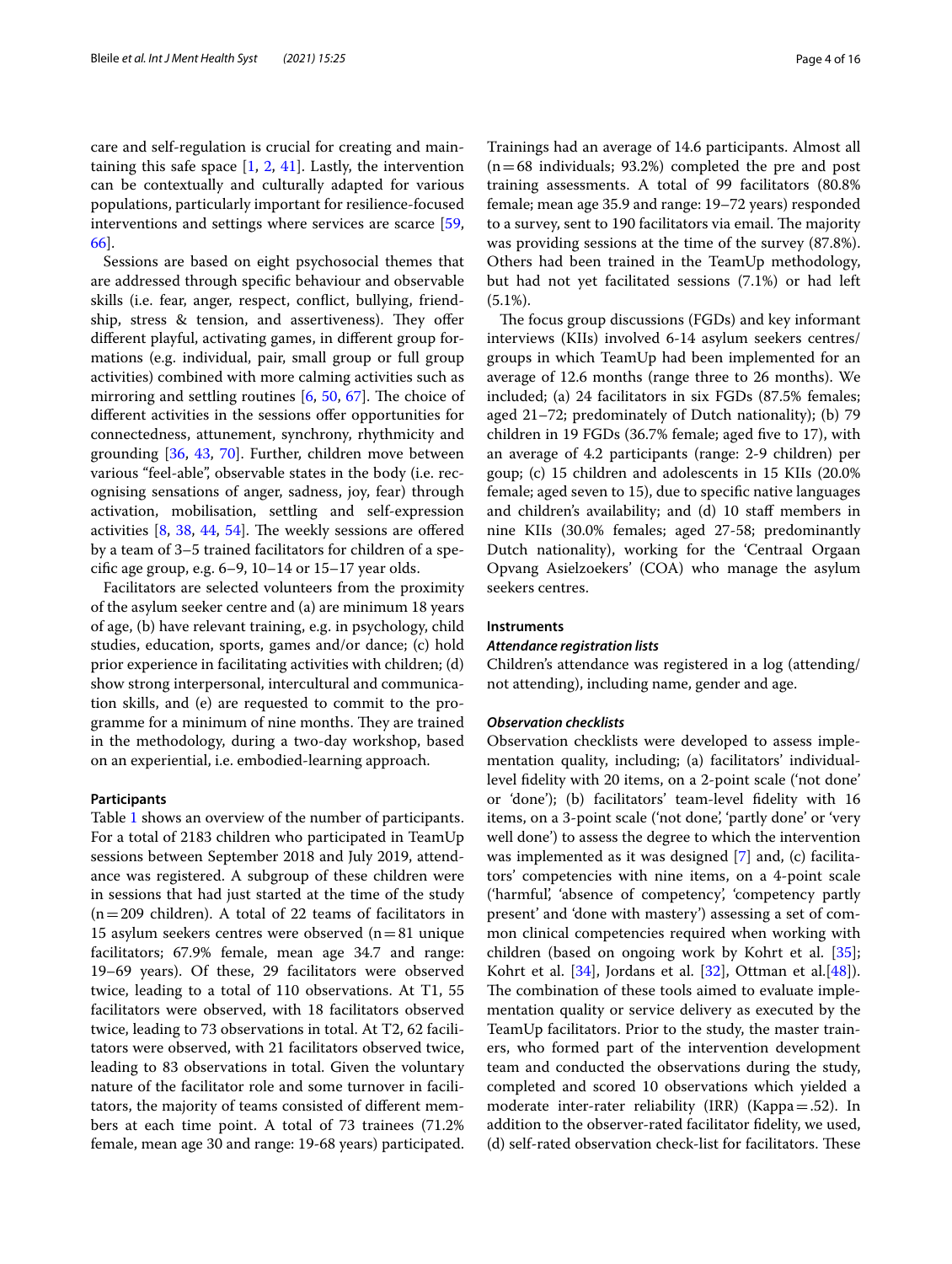care and self-regulation is crucial for creating and maintaining this safe space [1, 2, 41]. Lastly, the intervention can be contextually and culturally adapted for various populations, particularly important for resilience-focused interventions and settings where services are scarce [59, 66].

Sessions are based on eight psychosocial themes that are addressed through specific behaviour and observable skills (i.e. fear, anger, respect, conflict, bullying, friendship, stress & tension, and assertiveness). They offer different playful, activating games, in different group formations (e.g. individual, pair, small group or full group activities) combined with more calming activities such as mirroring and settling routines [6, 50, 67]. The choice of different activities in the sessions offer opportunities for connectedness, attunement, synchrony, rhythmicity and grounding [36, 43, 70]. Further, children move between various "feel-able", observable states in the body (i.e. recognising sensations of anger, sadness, joy, fear) through activation, mobilisation, settling and self-expression activities [8, 38, 44, 54]. The weekly sessions are offered by a team of 3–5 trained facilitators for children of a specific age group, e.g. 6–9, 10–14 or 15–17 year olds.

Facilitators are selected volunteers from the proximity of the asylum seeker centre and (a) are minimum 18 years of age, (b) have relevant training, e.g. in psychology, child studies, education, sports, games and/or dance; (c) hold prior experience in facilitating activities with children; (d) show strong interpersonal, intercultural and communication skills, and (e) are requested to commit to the programme for a minimum of nine months. They are trained in the methodology, during a two-day workshop, based on an experiential, i.e. embodied-learning approach.

#### Participants

Table 1 shows an overview of the number of participants. For a total of 2183 children who participated in TeamUp sessions between September 2018 and July 2019, attendance was registered. A subgroup of these children were in sessions that had just started at the time of the study (n = 209 children). A total of 22 teams of facilitators in 15 asylum seekers centres were observed (n = 81 unique facilitators; 67.9% female, mean age 34.7 and range: 19–69 years). Of these, 29 facilitators were observed twice, leading to a total of 110 observations. At T1, 55 facilitators were observed, with 18 facilitators observed twice, leading to 73 observations in total. At T2, 62 facilitators were observed, with 21 facilitators observed twice, leading to 83 observations in total. Given the voluntary nature of the facilitator role and some turnover in facilitators, the majority of teams consisted of different members at each time point. A total of 73 trainees (71.2% female, mean age 30 and range: 19-68 years) participated. Trainings had an average of 14.6 participants. Almost all (n = 68 individuals; 93.2%) completed the pre and post training assessments. A total of 99 facilitators (80.8% female; mean age 35.9 and range: 19–72 years) responded to a survey, sent to 190 facilitators via email. The majority was providing sessions at the time of the survey (87.8%). Others had been trained in the TeamUp methodology, but had not yet facilitated sessions (7.1%) or had left (5.1%).

The focus group discussions (FGDs) and key informant interviews (KIIs) involved 6-14 asylum seekers centres/groups in which TeamUp had been implemented for an average of 12.6 months (range three to 26 months). We included; (a) 24 facilitators in six FGDs (87.5% females; aged 21–72; predominately of Dutch nationality); (b) 79 children in 19 FGDs (36.7% female; aged five to 17), with an average of 4.2 participants (range: 2-9 children) per goup; (c) 15 children and adolescents in 15 KIIs (20.0% female; aged seven to 15), due to specific native languages and children's availability; and (d) 10 staff members in nine KIIs (30.0% females; aged 27-58; predominantly Dutch nationality), working for the 'Centraal Orgaan Opvang Asielzoekers' (COA) who manage the asylum seekers centres.

#### Instruments

##### *Attendance registration lists*

Children's attendance was registered in a log (attending/not attending), including name, gender and age.

##### *Observation checklists*

Observation checklists were developed to assess implementation quality, including; (a) facilitators' individual-level fidelity with 20 items, on a 2-point scale ('not done' or 'done'); (b) facilitators' team-level fidelity with 16 items, on a 3-point scale ('not done', 'partly done' or 'very well done') to assess the degree to which the intervention was implemented as it was designed [7] and, (c) facilitators' competencies with nine items, on a 4-point scale ('harmful', 'absence of competency', 'competency partly present' and 'done with mastery') assessing a set of common clinical competencies required when working with children (based on ongoing work by Kohrt et al. [35]; Kohrt et al. [34], Jordans et al. [32], Ottman et al.[48]). The combination of these tools aimed to evaluate implementation quality or service delivery as executed by the TeamUp facilitators. Prior to the study, the master trainers, who formed part of the intervention development team and conducted the observations during the study, completed and scored 10 observations which yielded a moderate inter-rater reliability (IRR) (Kappa = .52). In addition to the observer-rated facilitator fidelity, we used, (d) self-rated observation check-list for facilitators. These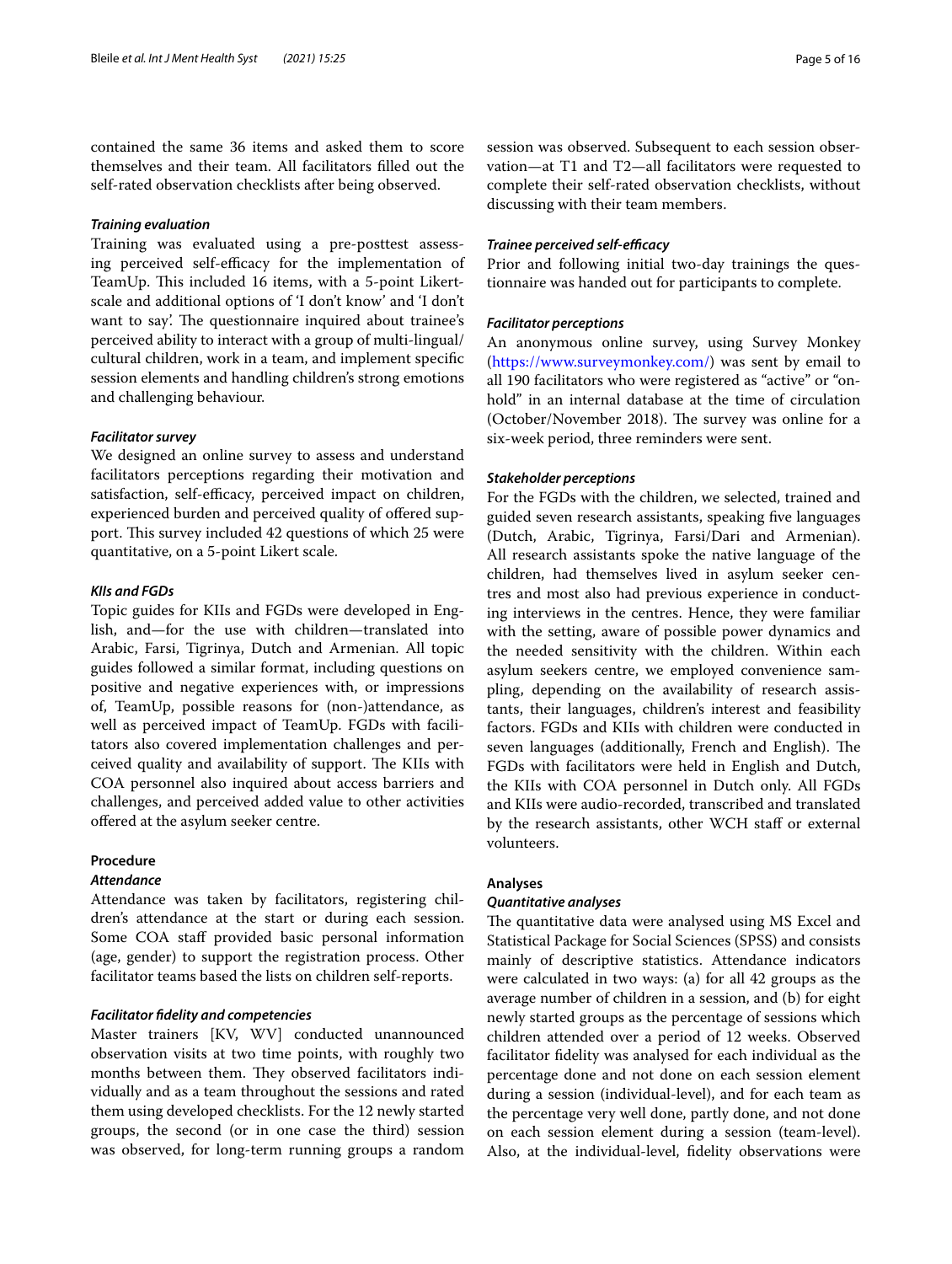contained the same 36 items and asked them to score themselves and their team. All facilitators filled out the self-rated observation checklists after being observed.

#### *Training evaluation*

Training was evaluated using a pre-posttest assessing perceived self-efficacy for the implementation of TeamUp. This included 16 items, with a 5-point Likert-scale and additional options of 'I don't know' and 'I don't want to say'. The questionnaire inquired about trainee's perceived ability to interact with a group of multi-lingual/cultural children, work in a team, and implement specific session elements and handling children's strong emotions and challenging behaviour.

#### *Facilitator survey*

We designed an online survey to assess and understand facilitators perceptions regarding their motivation and satisfaction, self-efficacy, perceived impact on children, experienced burden and perceived quality of offered support. This survey included 42 questions of which 25 were quantitative, on a 5-point Likert scale.

#### *KIIs and FGDs*

Topic guides for KIIs and FGDs were developed in English, and—for the use with children—translated into Arabic, Farsi, Tigrinya, Dutch and Armenian. All topic guides followed a similar format, including questions on positive and negative experiences with, or impressions of, TeamUp, possible reasons for (non-)attendance, as well as perceived impact of TeamUp. FGDs with facilitators also covered implementation challenges and perceived quality and availability of support. The KIIs with COA personnel also inquired about access barriers and challenges, and perceived added value to other activities offered at the asylum seeker centre.

### Procedure

#### *Attendance*

Attendance was taken by facilitators, registering children's attendance at the start or during each session. Some COA staff provided basic personal information (age, gender) to support the registration process. Other facilitator teams based the lists on children self-reports.

#### *Facilitator fidelity and competencies*

Master trainers [KV, WV] conducted unannounced observation visits at two time points, with roughly two months between them. They observed facilitators individually and as a team throughout the sessions and rated them using developed checklists. For the 12 newly started groups, the second (or in one case the third) session was observed, for long-term running groups a random session was observed. Subsequent to each session observation—at T1 and T2—all facilitators were requested to complete their self-rated observation checklists, without discussing with their team members.

#### *Trainee perceived self-efficacy*

Prior and following initial two-day trainings the questionnaire was handed out for participants to complete.

#### *Facilitator perceptions*

An anonymous online survey, using Survey Monkey (https://www.surveymonkey.com/) was sent by email to all 190 facilitators who were registered as "active" or "on-hold" in an internal database at the time of circulation (October/November 2018). The survey was online for a six-week period, three reminders were sent.

#### *Stakeholder perceptions*

For the FGDs with the children, we selected, trained and guided seven research assistants, speaking five languages (Dutch, Arabic, Tigrinya, Farsi/Dari and Armenian). All research assistants spoke the native language of the children, had themselves lived in asylum seeker centres and most also had previous experience in conducting interviews in the centres. Hence, they were familiar with the setting, aware of possible power dynamics and the needed sensitivity with the children. Within each asylum seekers centre, we employed convenience sampling, depending on the availability of research assistants, their languages, children's interest and feasibility factors. FGDs and KIIs with children were conducted in seven languages (additionally, French and English). The FGDs with facilitators were held in English and Dutch, the KIIs with COA personnel in Dutch only. All FGDs and KIIs were audio-recorded, transcribed and translated by the research assistants, other WCH staff or external volunteers.

### Analyses

#### *Quantitative analyses*

The quantitative data were analysed using MS Excel and Statistical Package for Social Sciences (SPSS) and consists mainly of descriptive statistics. Attendance indicators were calculated in two ways: (a) for all 42 groups as the average number of children in a session, and (b) for eight newly started groups as the percentage of sessions which children attended over a period of 12 weeks. Observed facilitator fidelity was analysed for each individual as the percentage done and not done on each session element during a session (individual-level), and for each team as the percentage very well done, partly done, and not done on each session element during a session (team-level). Also, at the individual-level, fidelity observations were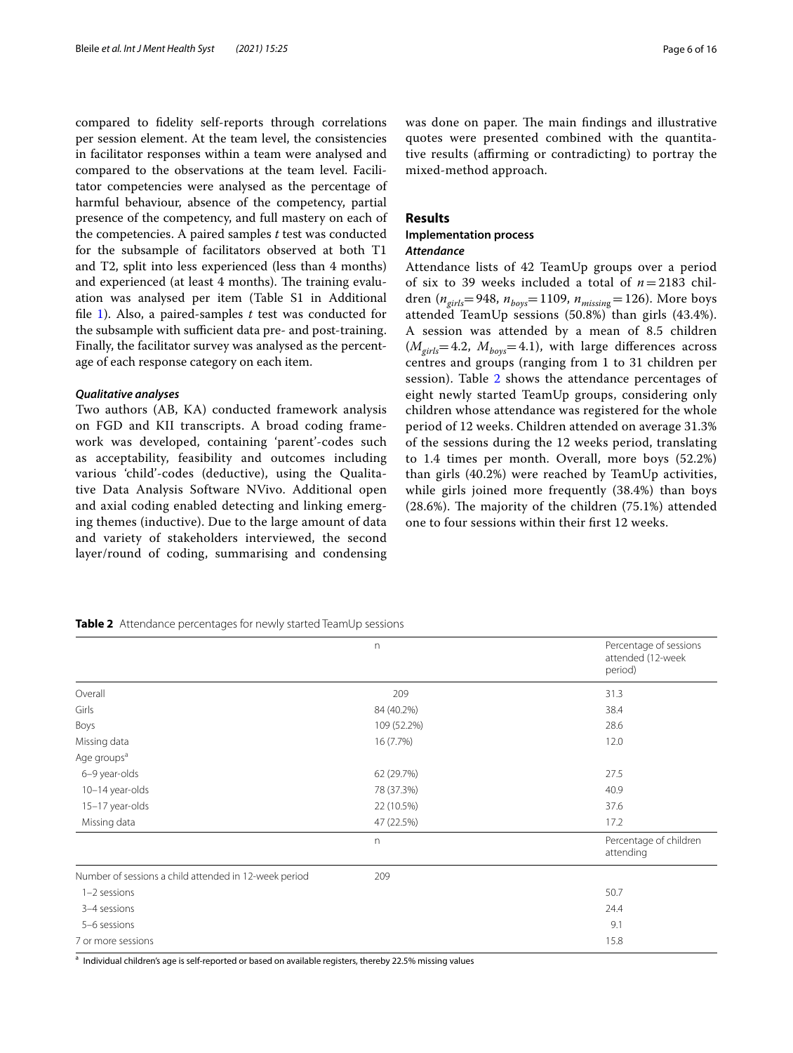compared to fidelity self-reports through correlations per session element. At the team level, the consistencies in facilitator responses within a team were analysed and compared to the observations at the team level. Facilitator competencies were analysed as the percentage of harmful behaviour, absence of the competency, partial presence of the competency, and full mastery on each of the competencies. A paired samples *t* test was conducted for the subsample of facilitators observed at both T1 and T2, split into less experienced (less than 4 months) and experienced (at least 4 months). The training evaluation was analysed per item (Table S1 in Additional file 1). Also, a paired-samples *t* test was conducted for the subsample with sufficient data pre- and post-training. Finally, the facilitator survey was analysed as the percentage of each response category on each item.

#### *Qualitative analyses*

Two authors (AB, KA) conducted framework analysis on FGD and KII transcripts. A broad coding framework was developed, containing 'parent'-codes such as acceptability, feasibility and outcomes including various 'child'-codes (deductive), using the Qualitative Data Analysis Software NVivo. Additional open and axial coding enabled detecting and linking emerging themes (inductive). Due to the large amount of data and variety of stakeholders interviewed, the second layer/round of coding, summarising and condensing was done on paper. The main findings and illustrative quotes were presented combined with the quantitative results (affirming or contradicting) to portray the mixed-method approach.

## Results

### Implementation process

#### *Attendance*

Attendance lists of 42 TeamUp groups over a period of six to 39 weeks included a total of $n = 2183$ children ($n_{girls} = 948$, $n_{boys} = 1109$, $n_{missing} = 126$). More boys attended TeamUp sessions (50.8%) than girls (43.4%). A session was attended by a mean of 8.5 children ($M_{girls} = 4.2$, $M_{boys} = 4.1$), with large differences across centres and groups (ranging from 1 to 31 children per session). Table 2 shows the attendance percentages of eight newly started TeamUp groups, considering only children whose attendance was registered for the whole period of 12 weeks. Children attended on average 31.3% of the sessions during the 12 weeks period, translating to 1.4 times per month. Overall, more boys (52.2%) than girls (40.2%) were reached by TeamUp activities, while girls joined more frequently (38.4%) than boys (28.6%). The majority of the children (75.1%) attended one to four sessions within their first 12 weeks.

**Table 2** Attendance percentages for newly started TeamUp sessions

| | n | Percentage of sessions attended (12-week period) |
|---|---|---|
| Overall | 209 | 31.3 |
| Girls | 84 (40.2%) | 38.4 |
| Boys | 109 (52.2%) | 28.6 |
| Missing data | 16 (7.7%) | 12.0 |
| Age groups[a] | | |
| 6–9 year-olds | 62 (29.7%) | 27.5 |
| 10–14 year-olds | 78 (37.3%) | 40.9 |
| 15–17 year-olds | 22 (10.5%) | 37.6 |
| Missing data | 47 (22.5%) | 17.2 |
| | **n** | **Percentage of children attending** |
| Number of sessions a child attended in 12-week period | 209 | |
| 1–2 sessions | | 50.7 |
| 3–4 sessions | | 24.4 |
| 5–6 sessions | | 9.1 |
| 7 or more sessions | | 15.8 |

[a] Individual children's age is self-reported or based on available registers, thereby 22.5% missing values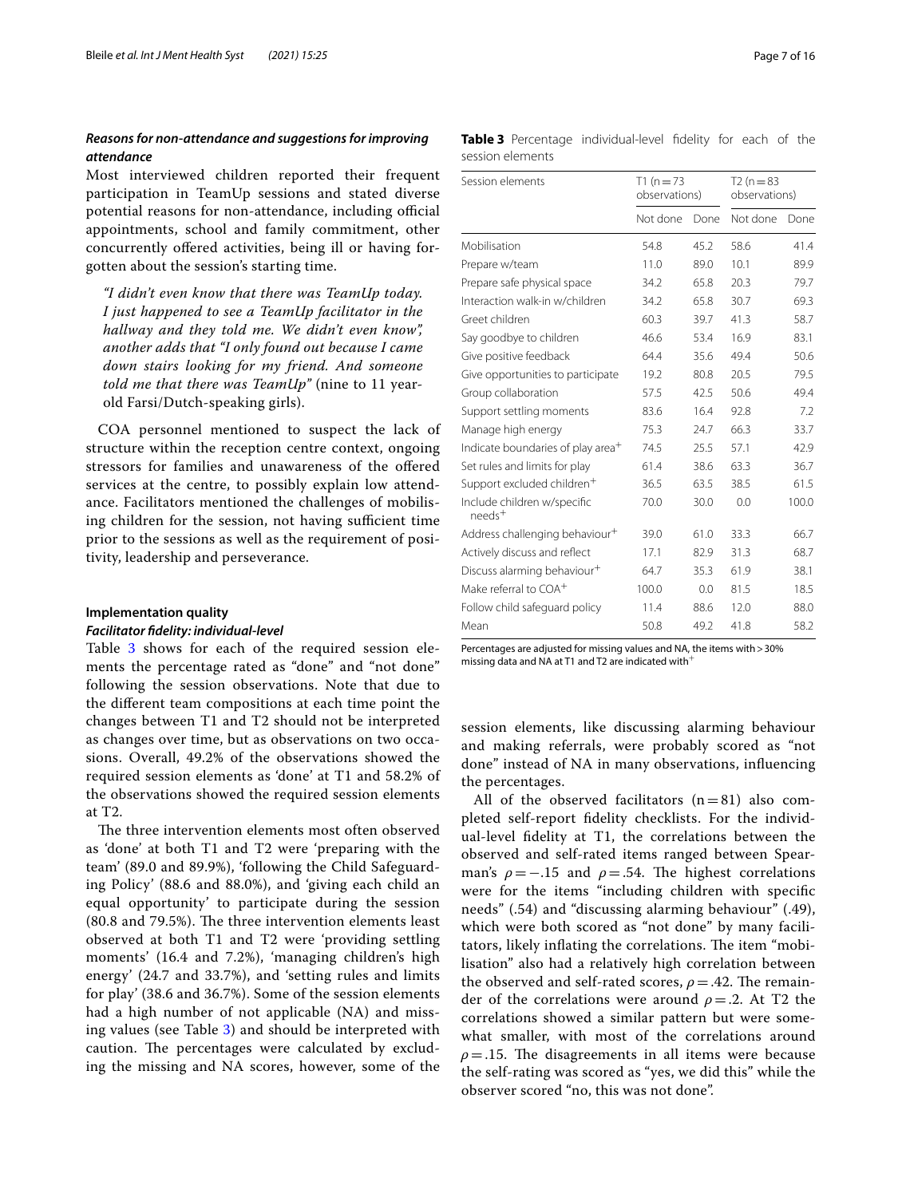### *Reasons for non-attendance and suggestions for improving attendance*

Most interviewed children reported their frequent participation in TeamUp sessions and stated diverse potential reasons for non-attendance, including official appointments, school and family commitment, other concurrently offered activities, being ill or having forgotten about the session's starting time.

> *"I didn't even know that there was TeamUp today. I just happened to see a TeamUp facilitator in the hallway and they told me. We didn't even know", another adds that "I only found out because I came down stairs looking for my friend. And someone told me that there was TeamUp"* (nine to 11 year-old Farsi/Dutch-speaking girls).

COA personnel mentioned to suspect the lack of structure within the reception centre context, ongoing stressors for families and unawareness of the offered services at the centre, to possibly explain low attendance. Facilitators mentioned the challenges of mobilising children for the session, not having sufficient time prior to the sessions as well as the requirement of positivity, leadership and perseverance.

#### Implementation quality

##### *Facilitator fidelity: individual-level*

Table 3 shows for each of the required session elements the percentage rated as "done" and "not done" following the session observations. Note that due to the different team compositions at each time point the changes between T1 and T2 should not be interpreted as changes over time, but as observations on two occasions. Overall, 49.2% of the observations showed the required session elements as 'done' at T1 and 58.2% of the observations showed the required session elements at T2.

The three intervention elements most often observed as 'done' at both T1 and T2 were 'preparing with the team' (89.0 and 89.9%), 'following the Child Safeguarding Policy' (88.6 and 88.0%), and 'giving each child an equal opportunity' to participate during the session (80.8 and 79.5%). The three intervention elements least observed at both T1 and T2 were 'providing settling moments' (16.4 and 7.2%), 'managing children's high energy' (24.7 and 33.7%), and 'setting rules and limits for play' (38.6 and 36.7%). Some of the session elements had a high number of not applicable (NA) and missing values (see Table 3) and should be interpreted with caution. The percentages were calculated by excluding the missing and NA scores, however, some of the session elements, like discussing alarming behaviour and making referrals, were probably scored as "not done" instead of NA in many observations, influencing the percentages.

**Table 3** Percentage individual-level fidelity for each of the session elements

| Session elements | T1 (n = 73 observations) | | T2 (n = 83 observations) | |
|---|---|---|---|---|
| | Not done | Done | Not done | Done |
| Mobilisation | 54.8 | 45.2 | 58.6 | 41.4 |
| Prepare w/team | 11.0 | 89.0 | 10.1 | 89.9 |
| Prepare safe physical space | 34.2 | 65.8 | 20.3 | 79.7 |
| Interaction walk-in w/children | 34.2 | 65.8 | 30.7 | 69.3 |
| Greet children | 60.3 | 39.7 | 41.3 | 58.7 |
| Say goodbye to children | 46.6 | 53.4 | 16.9 | 83.1 |
| Give positive feedback | 64.4 | 35.6 | 49.4 | 50.6 |
| Give opportunities to participate | 19.2 | 80.8 | 20.5 | 79.5 |
| Group collaboration | 57.5 | 42.5 | 50.6 | 49.4 |
| Support settling moments | 83.6 | 16.4 | 92.8 | 7.2 |
| Manage high energy | 75.3 | 24.7 | 66.3 | 33.7 |
| Indicate boundaries of play area$^{+}$ | 74.5 | 25.5 | 57.1 | 42.9 |
| Set rules and limits for play | 61.4 | 38.6 | 63.3 | 36.7 |
| Support excluded children$^{+}$ | 36.5 | 63.5 | 38.5 | 61.5 |
| Include children w/specific needs$^{+}$ | 70.0 | 30.0 | 0.0 | 100.0 |
| Address challenging behaviour$^{+}$ | 39.0 | 61.0 | 33.3 | 66.7 |
| Actively discuss and reflect | 17.1 | 82.9 | 31.3 | 68.7 |
| Discuss alarming behaviour$^{+}$ | 64.7 | 35.3 | 61.9 | 38.1 |
| Make referral to COA$^{+}$ | 100.0 | 0.0 | 81.5 | 18.5 |
| Follow child safeguard policy | 11.4 | 88.6 | 12.0 | 88.0 |
| Mean | 50.8 | 49.2 | 41.8 | 58.2 |

Percentages are adjusted for missing values and NA, the items with > 30% missing data and NA at T1 and T2 are indicated with$^{+}$

All of the observed facilitators (n = 81) also completed self-report fidelity checklists. For the individual-level fidelity at T1, the correlations between the observed and self-rated items ranged between Spearman's $\rho = -.15$ and $\rho = .54$. The highest correlations were for the items "including children with specific needs" (.54) and "discussing alarming behaviour" (.49), which were both scored as "not done" by many facilitators, likely inflating the correlations. The item "mobilisation" also had a relatively high correlation between the observed and self-rated scores, $\rho = .42$. The remainder of the correlations were around $\rho = .2$. At T2 the correlations showed a similar pattern but were somewhat smaller, with most of the correlations around $\rho = .15$. The disagreements in all items were because the self-rating was scored as "yes, we did this" while the observer scored "no, this was not done".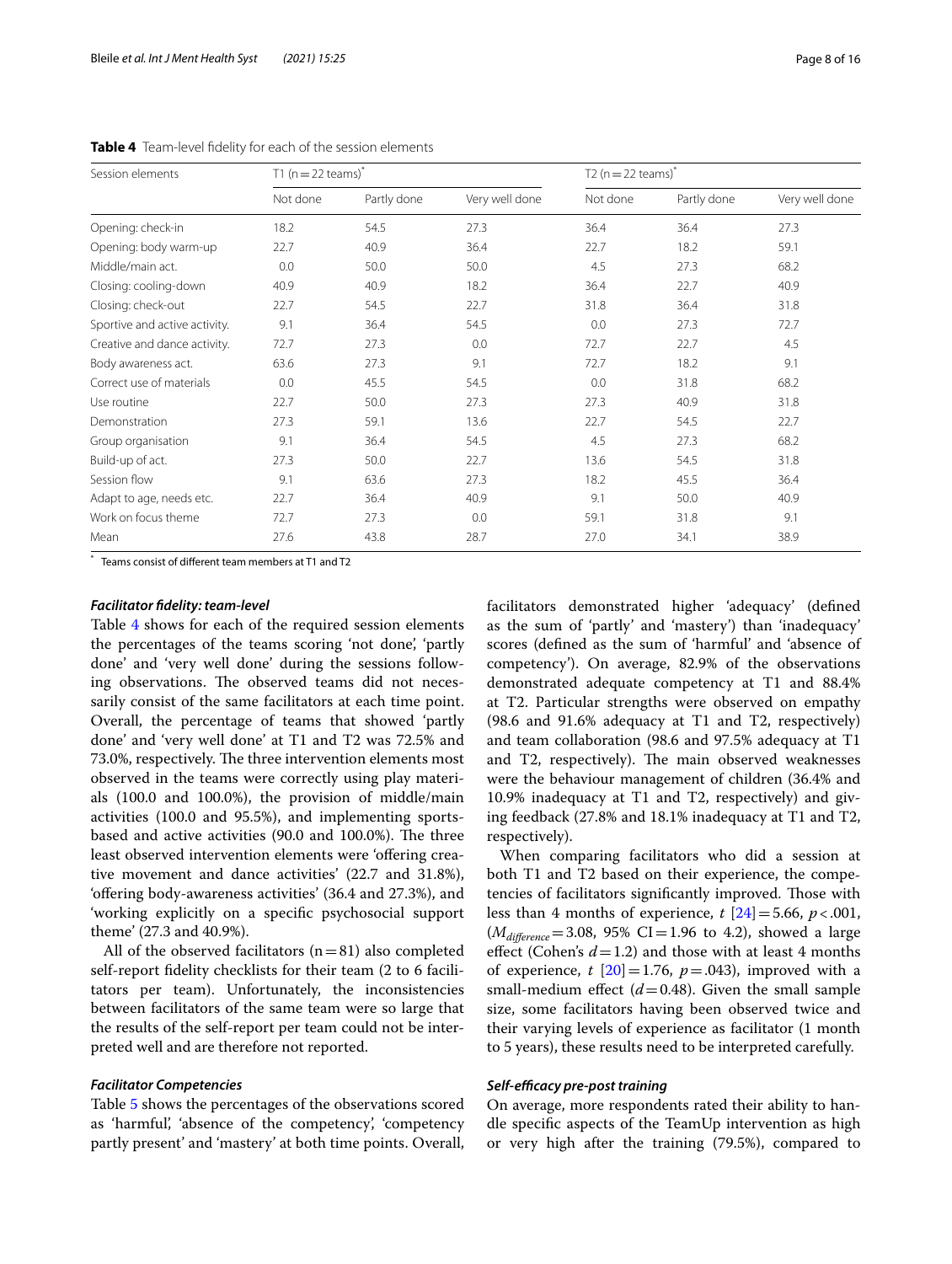**Table 4** Team-level fidelity for each of the session elements

| Session elements | T1 (n = 22 teams)* | | | T2 (n = 22 teams)* | | |
|---|---|---|---|---|---|---|
| | Not done | Partly done | Very well done | Not done | Partly done | Very well done |
| Opening: check-in | 18.2 | 54.5 | 27.3 | 36.4 | 36.4 | 27.3 |
| Opening: body warm-up | 22.7 | 40.9 | 36.4 | 22.7 | 18.2 | 59.1 |
| Middle/main act. | 0.0 | 50.0 | 50.0 | 4.5 | 27.3 | 68.2 |
| Closing: cooling-down | 40.9 | 40.9 | 18.2 | 36.4 | 22.7 | 40.9 |
| Closing: check-out | 22.7 | 54.5 | 22.7 | 31.8 | 36.4 | 31.8 |
| Sportive and active activity. | 9.1 | 36.4 | 54.5 | 0.0 | 27.3 | 72.7 |
| Creative and dance activity. | 72.7 | 27.3 | 0.0 | 72.7 | 22.7 | 4.5 |
| Body awareness act. | 63.6 | 27.3 | 9.1 | 72.7 | 18.2 | 9.1 |
| Correct use of materials | 0.0 | 45.5 | 54.5 | 0.0 | 31.8 | 68.2 |
| Use routine | 22.7 | 50.0 | 27.3 | 27.3 | 40.9 | 31.8 |
| Demonstration | 27.3 | 59.1 | 13.6 | 22.7 | 54.5 | 22.7 |
| Group organisation | 9.1 | 36.4 | 54.5 | 4.5 | 27.3 | 68.2 |
| Build-up of act. | 27.3 | 50.0 | 22.7 | 13.6 | 54.5 | 31.8 |
| Session flow | 9.1 | 63.6 | 27.3 | 18.2 | 45.5 | 36.4 |
| Adapt to age, needs etc. | 22.7 | 36.4 | 40.9 | 9.1 | 50.0 | 40.9 |
| Work on focus theme | 72.7 | 27.3 | 0.0 | 59.1 | 31.8 | 9.1 |
| Mean | 27.6 | 43.8 | 28.7 | 27.0 | 34.1 | 38.9 |

* Teams consist of different team members at T1 and T2

### *Facilitator fidelity: team-level*

Table 4 shows for each of the required session elements the percentages of the teams scoring 'not done', 'partly done' and 'very well done' during the sessions following observations. The observed teams did not necessarily consist of the same facilitators at each time point. Overall, the percentage of teams that showed 'partly done' and 'very well done' at T1 and T2 was 72.5% and 73.0%, respectively. The three intervention elements most observed in the teams were correctly using play materials (100.0 and 100.0%), the provision of middle/main activities (100.0 and 95.5%), and implementing sports-based and active activities (90.0 and 100.0%). The three least observed intervention elements were 'offering creative movement and dance activities' (22.7 and 31.8%), 'offering body-awareness activities' (36.4 and 27.3%), and 'working explicitly on a specific psychosocial support theme' (27.3 and 40.9%).

All of the observed facilitators (n = 81) also completed self-report fidelity checklists for their team (2 to 6 facilitators per team). Unfortunately, the inconsistencies between facilitators of the same team were so large that the results of the self-report per team could not be interpreted well and are therefore not reported.

### *Facilitator Competencies*

Table 5 shows the percentages of the observations scored as 'harmful', 'absence of the competency', 'competency partly present' and 'mastery' at both time points. Overall, facilitators demonstrated higher 'adequacy' (defined as the sum of 'partly' and 'mastery') than 'inadequacy' scores (defined as the sum of 'harmful' and 'absence of competency'). On average, 82.9% of the observations demonstrated adequate competency at T1 and 88.4% at T2. Particular strengths were observed on empathy (98.6 and 91.6% adequacy at T1 and T2, respectively) and team collaboration (98.6 and 97.5% adequacy at T1 and T2, respectively). The main observed weaknesses were the behaviour management of children (36.4% and 10.9% inadequacy at T1 and T2, respectively) and giving feedback (27.8% and 18.1% inadequacy at T1 and T2, respectively).

When comparing facilitators who did a session at both T1 and T2 based on their experience, the competencies of facilitators significantly improved. Those with less than 4 months of experience, $t$ [24] = 5.66, $p < .001$, ($M_{difference} = 3.08$, 95% CI = 1.96 to 4.2), showed a large effect (Cohen's $d = 1.2$) and those with at least 4 months of experience, $t$ [20] = 1.76, $p = .043$), improved with a small-medium effect ($d = 0.48$). Given the small sample size, some facilitators having been observed twice and their varying levels of experience as facilitator (1 month to 5 years), these results need to be interpreted carefully.

### *Self-efficacy pre-post training*

On average, more respondents rated their ability to handle specific aspects of the TeamUp intervention as high or very high after the training (79.5%), compared to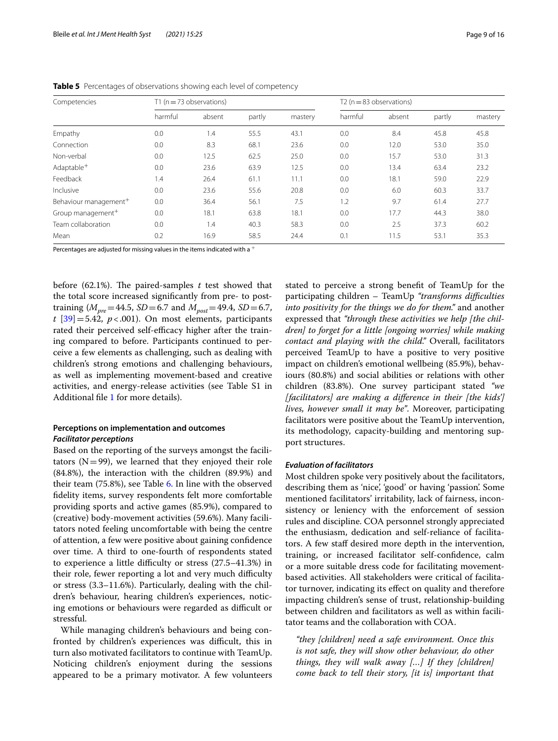**Table 5** Percentages of observations showing each level of competency

| Competencies | T1 (n = 73 observations) | | | | T2 (n = 83 observations) | | | |
|---|---|---|---|---|---|---|---|---|
| | harmful | absent | partly | mastery | harmful | absent | partly | mastery |
| Empathy | 0.0 | 1.4 | 55.5 | 43.1 | 0.0 | 8.4 | 45.8 | 45.8 |
| Connection | 0.0 | 8.3 | 68.1 | 23.6 | 0.0 | 12.0 | 53.0 | 35.0 |
| Non-verbal | 0.0 | 12.5 | 62.5 | 25.0 | 0.0 | 15.7 | 53.0 | 31.3 |
| Adaptable[+] | 0.0 | 23.6 | 63.9 | 12.5 | 0.0 | 13.4 | 63.4 | 23.2 |
| Feedback | 1.4 | 26.4 | 61.1 | 11.1 | 0.0 | 18.1 | 59.0 | 22.9 |
| Inclusive | 0.0 | 23.6 | 55.6 | 20.8 | 0.0 | 6.0 | 60.3 | 33.7 |
| Behaviour management[+] | 0.0 | 36.4 | 56.1 | 7.5 | 1.2 | 9.7 | 61.4 | 27.7 |
| Group management[+] | 0.0 | 18.1 | 63.8 | 18.1 | 0.0 | 17.7 | 44.3 | 38.0 |
| Team collaboration | 0.0 | 1.4 | 40.3 | 58.3 | 0.0 | 2.5 | 37.3 | 60.2 |
| Mean | 0.2 | 16.9 | 58.5 | 24.4 | 0.1 | 11.5 | 53.1 | 35.3 |

Percentages are adjusted for missing values in the items indicated with a [+]

before (62.1%). The paired-samples *t* test showed that the total score increased significantly from pre- to post-training ($M_{pre}=44.5$, $SD=6.7$ and $M_{post}=49.4$, $SD=6.7$, $t$ [39] $=5.42$, $p<.001$). On most elements, participants rated their perceived self-efficacy higher after the training compared to before. Participants continued to perceive a few elements as challenging, such as dealing with children's strong emotions and challenging behaviours, as well as implementing movement-based and creative activities, and energy-release activities (see Table S1 in Additional file 1 for more details).

## Perceptions on implementation and outcomes

### *Facilitator perceptions*

Based on the reporting of the surveys amongst the facilitators (N = 99), we learned that they enjoyed their role (84.8%), the interaction with the children (89.9%) and their team (75.8%), see Table 6. In line with the observed fidelity items, survey respondents felt more comfortable providing sports and active games (85.9%), compared to (creative) body-movement activities (59.6%). Many facilitators noted feeling uncomfortable with being the centre of attention, a few were positive about gaining confidence over time. A third to one-fourth of respondents stated to experience a little difficulty or stress (27.5–41.3%) in their role, fewer reporting a lot and very much difficulty or stress (3.3–11.6%). Particularly, dealing with the children's behaviour, hearing children's experiences, noticing emotions or behaviours were regarded as difficult or stressful.

While managing children's behaviours and being confronted by children's experiences was difficult, this in turn also motivated facilitators to continue with TeamUp. Noticing children's enjoyment during the sessions appeared to be a primary motivator. A few volunteers stated to perceive a strong benefit of TeamUp for the participating children – TeamUp *"transforms difficulties into positivity for the things we do for them."* and another expressed that *"through these activities we help [the children] to forget for a little [ongoing worries] while making contact and playing with the child."* Overall, facilitators perceived TeamUp to have a positive to very positive impact on children's emotional wellbeing (85.9%), behaviours (80.8%) and social abilities or relations with other children (83.8%). One survey participant stated *"we [facilitators] are making a difference in their [the kids'] lives, however small it may be"*. Moreover, participating facilitators were positive about the TeamUp intervention, its methodology, capacity-building and mentoring support structures.

### *Evaluation of facilitators*

Most children spoke very positively about the facilitators, describing them as 'nice', 'good' or having 'passion'. Some mentioned facilitators' irritability, lack of fairness, inconsistency or leniency with the enforcement of session rules and discipline. COA personnel strongly appreciated the enthusiasm, dedication and self-reliance of facilitators. A few staff desired more depth in the intervention, training, or increased facilitator self-confidence, calm or a more suitable dress code for facilitating movement-based activities. All stakeholders were critical of facilitator turnover, indicating its effect on quality and therefore impacting children's sense of trust, relationship-building between children and facilitators as well as within facilitator teams and the collaboration with COA.

> *"they [children] need a safe environment. Once this is not safe, they will show other behaviour, do other things, they will walk away [...] If they [children] come back to tell their story, [it is] important that*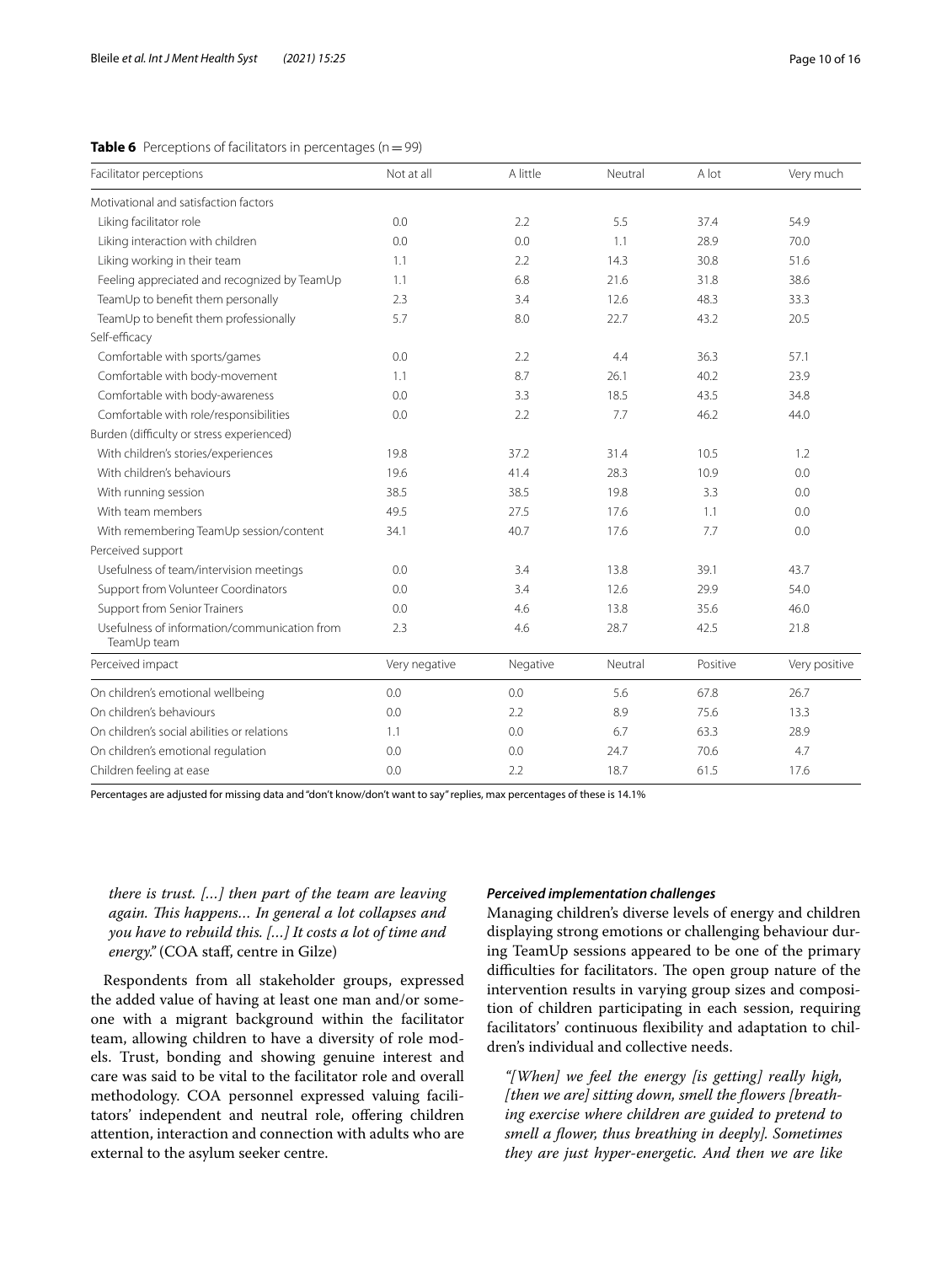**Table 6** Perceptions of facilitators in percentages (n = 99)

| Facilitator perceptions | Not at all | A little | Neutral | A lot | Very much |
|---|---|---|---|---|---|
| Motivational and satisfaction factors | | | | | |
| Liking facilitator role | 0.0 | 2.2 | 5.5 | 37.4 | 54.9 |
| Liking interaction with children | 0.0 | 0.0 | 1.1 | 28.9 | 70.0 |
| Liking working in their team | 1.1 | 2.2 | 14.3 | 30.8 | 51.6 |
| Feeling appreciated and recognized by TeamUp | 1.1 | 6.8 | 21.6 | 31.8 | 38.6 |
| TeamUp to benefit them personally | 2.3 | 3.4 | 12.6 | 48.3 | 33.3 |
| TeamUp to benefit them professionally | 5.7 | 8.0 | 22.7 | 43.2 | 20.5 |
| Self-efficacy | | | | | |
| Comfortable with sports/games | 0.0 | 2.2 | 4.4 | 36.3 | 57.1 |
| Comfortable with body-movement | 1.1 | 8.7 | 26.1 | 40.2 | 23.9 |
| Comfortable with body-awareness | 0.0 | 3.3 | 18.5 | 43.5 | 34.8 |
| Comfortable with role/responsibilities | 0.0 | 2.2 | 7.7 | 46.2 | 44.0 |
| Burden (difficulty or stress experienced) | | | | | |
| With children's stories/experiences | 19.8 | 37.2 | 31.4 | 10.5 | 1.2 |
| With children's behaviours | 19.6 | 41.4 | 28.3 | 10.9 | 0.0 |
| With running session | 38.5 | 38.5 | 19.8 | 3.3 | 0.0 |
| With team members | 49.5 | 27.5 | 17.6 | 1.1 | 0.0 |
| With remembering TeamUp session/content | 34.1 | 40.7 | 17.6 | 7.7 | 0.0 |
| Perceived support | | | | | |
| Usefulness of team/intervision meetings | 0.0 | 3.4 | 13.8 | 39.1 | 43.7 |
| Support from Volunteer Coordinators | 0.0 | 3.4 | 12.6 | 29.9 | 54.0 |
| Support from Senior Trainers | 0.0 | 4.6 | 13.8 | 35.6 | 46.0 |
| Usefulness of information/communication from TeamUp team | 2.3 | 4.6 | 28.7 | 42.5 | 21.8 |
| **Perceived impact** | **Very negative** | **Negative** | **Neutral** | **Positive** | **Very positive** |
| On children's emotional wellbeing | 0.0 | 0.0 | 5.6 | 67.8 | 26.7 |
| On children's behaviours | 0.0 | 2.2 | 8.9 | 75.6 | 13.3 |
| On children's social abilities or relations | 1.1 | 0.0 | 6.7 | 63.3 | 28.9 |
| On children's emotional regulation | 0.0 | 0.0 | 24.7 | 70.6 | 4.7 |
| Children feeling at ease | 0.0 | 2.2 | 18.7 | 61.5 | 17.6 |

Percentages are adjusted for missing data and "don't know/don't want to say" replies, max percentages of these is 14.1%

*there is trust. […] then part of the team are leaving again. This happens… In general a lot collapses and you have to rebuild this. […] It costs a lot of time and energy."* (COA staff, centre in Gilze)

Respondents from all stakeholder groups, expressed the added value of having at least one man and/or someone with a migrant background within the facilitator team, allowing children to have a diversity of role models. Trust, bonding and showing genuine interest and care was said to be vital to the facilitator role and overall methodology. COA personnel expressed valuing facilitators' independent and neutral role, offering children attention, interaction and connection with adults who are external to the asylum seeker centre.

#### *Perceived implementation challenges*

Managing children's diverse levels of energy and children displaying strong emotions or challenging behaviour during TeamUp sessions appeared to be one of the primary difficulties for facilitators. The open group nature of the intervention results in varying group sizes and composition of children participating in each session, requiring facilitators' continuous flexibility and adaptation to children's individual and collective needs.

*"[When] we feel the energy [is getting] really high, [then we are] sitting down, smell the flowers [breathing exercise where children are guided to pretend to smell a flower, thus breathing in deeply]. Sometimes they are just hyper-energetic. And then we are like*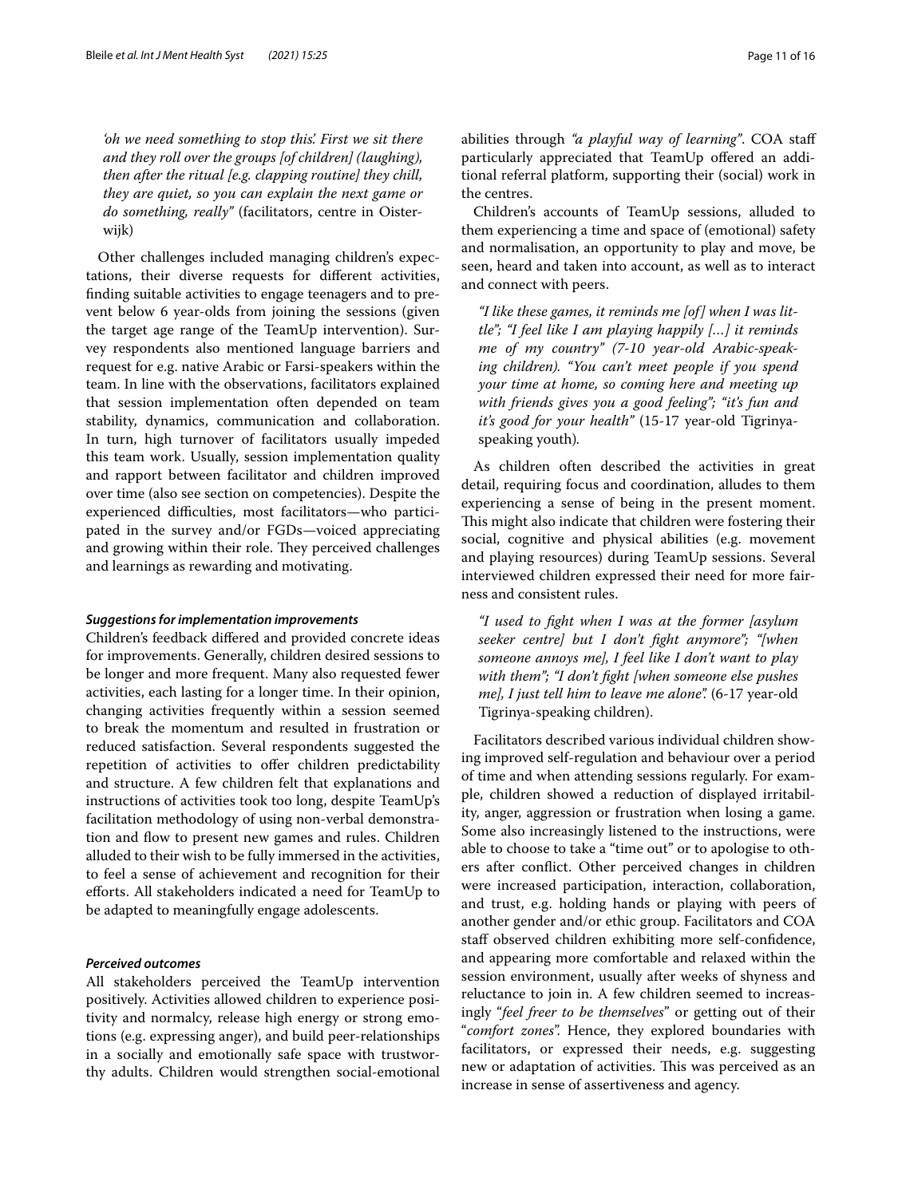*'oh we need something to stop this'. First we sit there and they roll over the groups [of children] (laughing), then after the ritual [e.g. clapping routine] they chill, they are quiet, so you can explain the next game or do something, really"* (facilitators, centre in Oisterwijk)

Other challenges included managing children's expectations, their diverse requests for different activities, finding suitable activities to engage teenagers and to prevent below 6 year-olds from joining the sessions (given the target age range of the TeamUp intervention). Survey respondents also mentioned language barriers and request for e.g. native Arabic or Farsi-speakers within the team. In line with the observations, facilitators explained that session implementation often depended on team stability, dynamics, communication and collaboration. In turn, high turnover of facilitators usually impeded this team work. Usually, session implementation quality and rapport between facilitator and children improved over time (also see section on competencies). Despite the experienced difficulties, most facilitators—who participated in the survey and/or FGDs—voiced appreciating and growing within their role. They perceived challenges and learnings as rewarding and motivating.

#### *Suggestions for implementation improvements*

Children's feedback differed and provided concrete ideas for improvements. Generally, children desired sessions to be longer and more frequent. Many also requested fewer activities, each lasting for a longer time. In their opinion, changing activities frequently within a session seemed to break the momentum and resulted in frustration or reduced satisfaction. Several respondents suggested the repetition of activities to offer children predictability and structure. A few children felt that explanations and instructions of activities took too long, despite TeamUp's facilitation methodology of using non-verbal demonstration and flow to present new games and rules. Children alluded to their wish to be fully immersed in the activities, to feel a sense of achievement and recognition for their efforts. All stakeholders indicated a need for TeamUp to be adapted to meaningfully engage adolescents.

#### *Perceived outcomes*

All stakeholders perceived the TeamUp intervention positively. Activities allowed children to experience positivity and normalcy, release high energy or strong emotions (e.g. expressing anger), and build peer-relationships in a socially and emotionally safe space with trustworthy adults. Children would strengthen social-emotional abilities through *"a playful way of learning"*. COA staff particularly appreciated that TeamUp offered an additional referral platform, supporting their (social) work in the centres.

Children's accounts of TeamUp sessions, alluded to them experiencing a time and space of (emotional) safety and normalisation, an opportunity to play and move, be seen, heard and taken into account, as well as to interact and connect with peers.

*"I like these games, it reminds me [of] when I was little"; "I feel like I am playing happily [...] it reminds me of my country" (7-10 year-old Arabic-speaking children). "You can't meet people if you spend your time at home, so coming here and meeting up with friends gives you a good feeling"; "it's fun and it's good for your health"* (15-17 year-old Tigrinya-speaking youth).

As children often described the activities in great detail, requiring focus and coordination, alludes to them experiencing a sense of being in the present moment. This might also indicate that children were fostering their social, cognitive and physical abilities (e.g. movement and playing resources) during TeamUp sessions. Several interviewed children expressed their need for more fairness and consistent rules.

*"I used to fight when I was at the former [asylum seeker centre] but I don't fight anymore"; "[when someone annoys me], I feel like I don't want to play with them"; "I don't fight [when someone else pushes me], I just tell him to leave me alone".* (6-17 year-old Tigrinya-speaking children).

Facilitators described various individual children showing improved self-regulation and behaviour over a period of time and when attending sessions regularly. For example, children showed a reduction of displayed irritability, anger, aggression or frustration when losing a game. Some also increasingly listened to the instructions, were able to choose to take a "time out" or to apologise to others after conflict. Other perceived changes in children were increased participation, interaction, collaboration, and trust, e.g. holding hands or playing with peers of another gender and/or ethic group. Facilitators and COA staff observed children exhibiting more self-confidence, and appearing more comfortable and relaxed within the session environment, usually after weeks of shyness and reluctance to join in. A few children seemed to increasingly "*feel freer to be themselves*" or getting out of their "*comfort zones*". Hence, they explored boundaries with facilitators, or expressed their needs, e.g. suggesting new or adaptation of activities. This was perceived as an increase in sense of assertiveness and agency.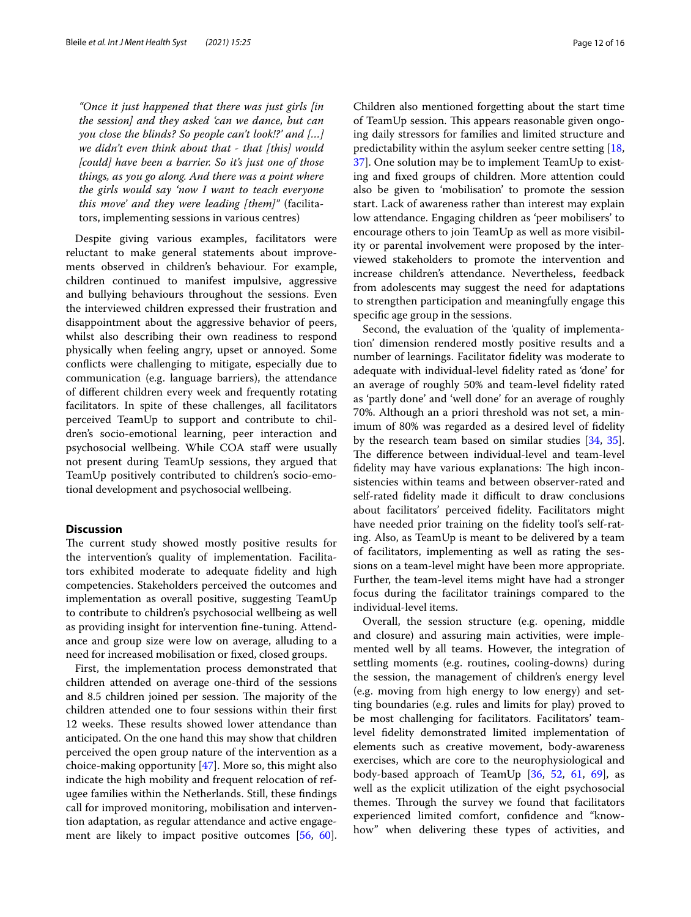*"Once it just happened that there was just girls [in the session] and they asked 'can we dance, but can you close the blinds? So people can't look!?' and […] we didn't even think about that - that [this] would [could] have been a barrier. So it's just one of those things, as you go along. And there was a point where the girls would say 'now I want to teach everyone this move' and they were leading [them]"* (facilitators, implementing sessions in various centres)

Despite giving various examples, facilitators were reluctant to make general statements about improvements observed in children's behaviour. For example, children continued to manifest impulsive, aggressive and bullying behaviours throughout the sessions. Even the interviewed children expressed their frustration and disappointment about the aggressive behavior of peers, whilst also describing their own readiness to respond physically when feeling angry, upset or annoyed. Some conflicts were challenging to mitigate, especially due to communication (e.g. language barriers), the attendance of different children every week and frequently rotating facilitators. In spite of these challenges, all facilitators perceived TeamUp to support and contribute to children's socio-emotional learning, peer interaction and psychosocial wellbeing. While COA staff were usually not present during TeamUp sessions, they argued that TeamUp positively contributed to children's socio-emotional development and psychosocial wellbeing.

## Discussion

The current study showed mostly positive results for the intervention's quality of implementation. Facilitators exhibited moderate to adequate fidelity and high competencies. Stakeholders perceived the outcomes and implementation as overall positive, suggesting TeamUp to contribute to children's psychosocial wellbeing as well as providing insight for intervention fine-tuning. Attendance and group size were low on average, alluding to a need for increased mobilisation or fixed, closed groups.

First, the implementation process demonstrated that children attended on average one-third of the sessions and 8.5 children joined per session. The majority of the children attended one to four sessions within their first 12 weeks. These results showed lower attendance than anticipated. On the one hand this may show that children perceived the open group nature of the intervention as a choice-making opportunity [47]. More so, this might also indicate the high mobility and frequent relocation of refugee families within the Netherlands. Still, these findings call for improved monitoring, mobilisation and intervention adaptation, as regular attendance and active engagement are likely to impact positive outcomes [56, 60]. Children also mentioned forgetting about the start time of TeamUp session. This appears reasonable given ongoing daily stressors for families and limited structure and predictability within the asylum seeker centre setting [18, 37]. One solution may be to implement TeamUp to existing and fixed groups of children. More attention could also be given to 'mobilisation' to promote the session start. Lack of awareness rather than interest may explain low attendance. Engaging children as 'peer mobilisers' to encourage others to join TeamUp as well as more visibility or parental involvement were proposed by the interviewed stakeholders to promote the intervention and increase children's attendance. Nevertheless, feedback from adolescents may suggest the need for adaptations to strengthen participation and meaningfully engage this specific age group in the sessions.

Second, the evaluation of the 'quality of implementation' dimension rendered mostly positive results and a number of learnings. Facilitator fidelity was moderate to adequate with individual-level fidelity rated as 'done' for an average of roughly 50% and team-level fidelity rated as 'partly done' and 'well done' for an average of roughly 70%. Although an a priori threshold was not set, a minimum of 80% was regarded as a desired level of fidelity by the research team based on similar studies [34, 35]. The difference between individual-level and team-level fidelity may have various explanations: The high inconsistencies within teams and between observer-rated and self-rated fidelity made it difficult to draw conclusions about facilitators' perceived fidelity. Facilitators might have needed prior training on the fidelity tool's self-rating. Also, as TeamUp is meant to be delivered by a team of facilitators, implementing as well as rating the sessions on a team-level might have been more appropriate. Further, the team-level items might have had a stronger focus during the facilitator trainings compared to the individual-level items.

Overall, the session structure (e.g. opening, middle and closure) and assuring main activities, were implemented well by all teams. However, the integration of settling moments (e.g. routines, cooling-downs) during the session, the management of children's energy level (e.g. moving from high energy to low energy) and setting boundaries (e.g. rules and limits for play) proved to be most challenging for facilitators. Facilitators' team-level fidelity demonstrated limited implementation of elements such as creative movement, body-awareness exercises, which are core to the neurophysiological and body-based approach of TeamUp [36, 52, 61, 69], as well as the explicit utilization of the eight psychosocial themes. Through the survey we found that facilitators experienced limited comfort, confidence and "know-how" when delivering these types of activities, and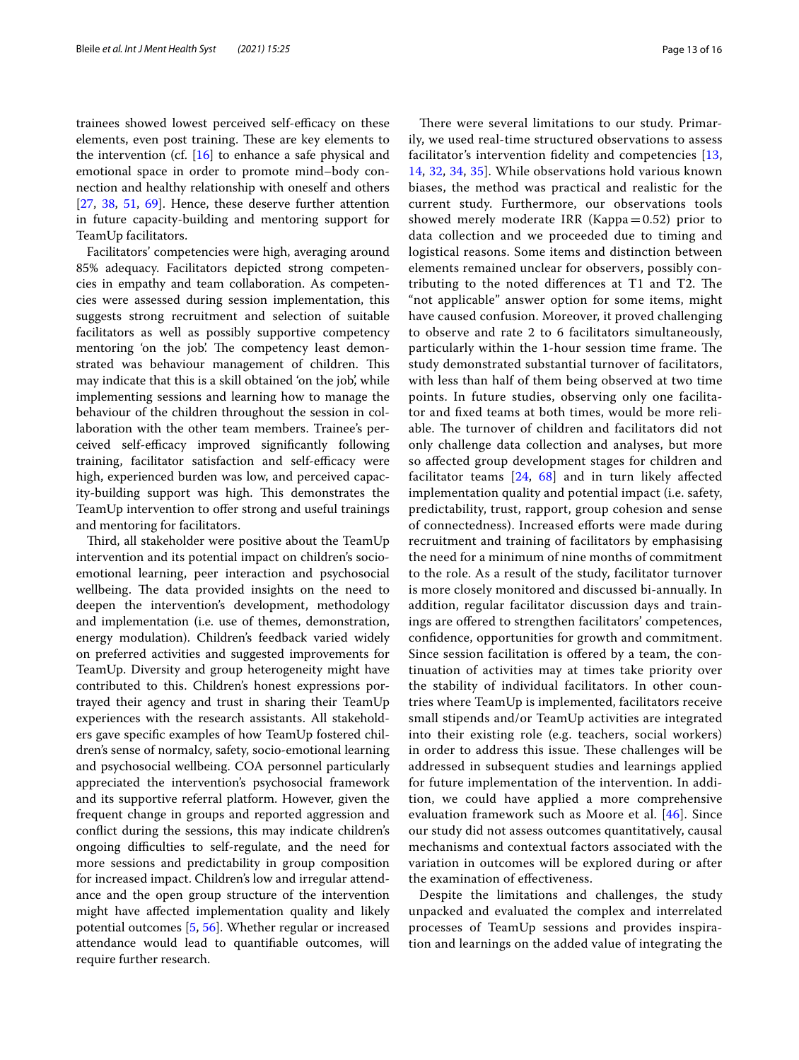trainees showed lowest perceived self-efficacy on these elements, even post training. These are key elements to the intervention (cf. [16] to enhance a safe physical and emotional space in order to promote mind–body connection and healthy relationship with oneself and others [27, 38, 51, 69]. Hence, these deserve further attention in future capacity-building and mentoring support for TeamUp facilitators.

Facilitators' competencies were high, averaging around 85% adequacy. Facilitators depicted strong competencies in empathy and team collaboration. As competencies were assessed during session implementation, this suggests strong recruitment and selection of suitable facilitators as well as possibly supportive competency mentoring 'on the job'. The competency least demonstrated was behaviour management of children. This may indicate that this is a skill obtained 'on the job', while implementing sessions and learning how to manage the behaviour of the children throughout the session in collaboration with the other team members. Trainee's perceived self-efficacy improved significantly following training, facilitator satisfaction and self-efficacy were high, experienced burden was low, and perceived capacity-building support was high. This demonstrates the TeamUp intervention to offer strong and useful trainings and mentoring for facilitators.

Third, all stakeholder were positive about the TeamUp intervention and its potential impact on children's socio-emotional learning, peer interaction and psychosocial wellbeing. The data provided insights on the need to deepen the intervention's development, methodology and implementation (i.e. use of themes, demonstration, energy modulation). Children's feedback varied widely on preferred activities and suggested improvements for TeamUp. Diversity and group heterogeneity might have contributed to this. Children's honest expressions portrayed their agency and trust in sharing their TeamUp experiences with the research assistants. All stakeholders gave specific examples of how TeamUp fostered children's sense of normalcy, safety, socio-emotional learning and psychosocial wellbeing. COA personnel particularly appreciated the intervention's psychosocial framework and its supportive referral platform. However, given the frequent change in groups and reported aggression and conflict during the sessions, this may indicate children's ongoing difficulties to self-regulate, and the need for more sessions and predictability in group composition for increased impact. Children's low and irregular attendance and the open group structure of the intervention might have affected implementation quality and likely potential outcomes [5, 56]. Whether regular or increased attendance would lead to quantifiable outcomes, will require further research.

There were several limitations to our study. Primarily, we used real-time structured observations to assess facilitator's intervention fidelity and competencies [13, 14, 32, 34, 35]. While observations hold various known biases, the method was practical and realistic for the current study. Furthermore, our observations tools showed merely moderate IRR (Kappa = 0.52) prior to data collection and we proceeded due to timing and logistical reasons. Some items and distinction between elements remained unclear for observers, possibly contributing to the noted differences at T1 and T2. The "not applicable" answer option for some items, might have caused confusion. Moreover, it proved challenging to observe and rate 2 to 6 facilitators simultaneously, particularly within the 1-hour session time frame. The study demonstrated substantial turnover of facilitators, with less than half of them being observed at two time points. In future studies, observing only one facilitator and fixed teams at both times, would be more reliable. The turnover of children and facilitators did not only challenge data collection and analyses, but more so affected group development stages for children and facilitator teams [24, 68] and in turn likely affected implementation quality and potential impact (i.e. safety, predictability, trust, rapport, group cohesion and sense of connectedness). Increased efforts were made during recruitment and training of facilitators by emphasising the need for a minimum of nine months of commitment to the role. As a result of the study, facilitator turnover is more closely monitored and discussed bi-annually. In addition, regular facilitator discussion days and trainings are offered to strengthen facilitators' competences, confidence, opportunities for growth and commitment. Since session facilitation is offered by a team, the continuation of activities may at times take priority over the stability of individual facilitators. In other countries where TeamUp is implemented, facilitators receive small stipends and/or TeamUp activities are integrated into their existing role (e.g. teachers, social workers) in order to address this issue. These challenges will be addressed in subsequent studies and learnings applied for future implementation of the intervention. In addition, we could have applied a more comprehensive evaluation framework such as Moore et al. [46]. Since our study did not assess outcomes quantitatively, causal mechanisms and contextual factors associated with the variation in outcomes will be explored during or after the examination of effectiveness.

Despite the limitations and challenges, the study unpacked and evaluated the complex and interrelated processes of TeamUp sessions and provides inspiration and learnings on the added value of integrating the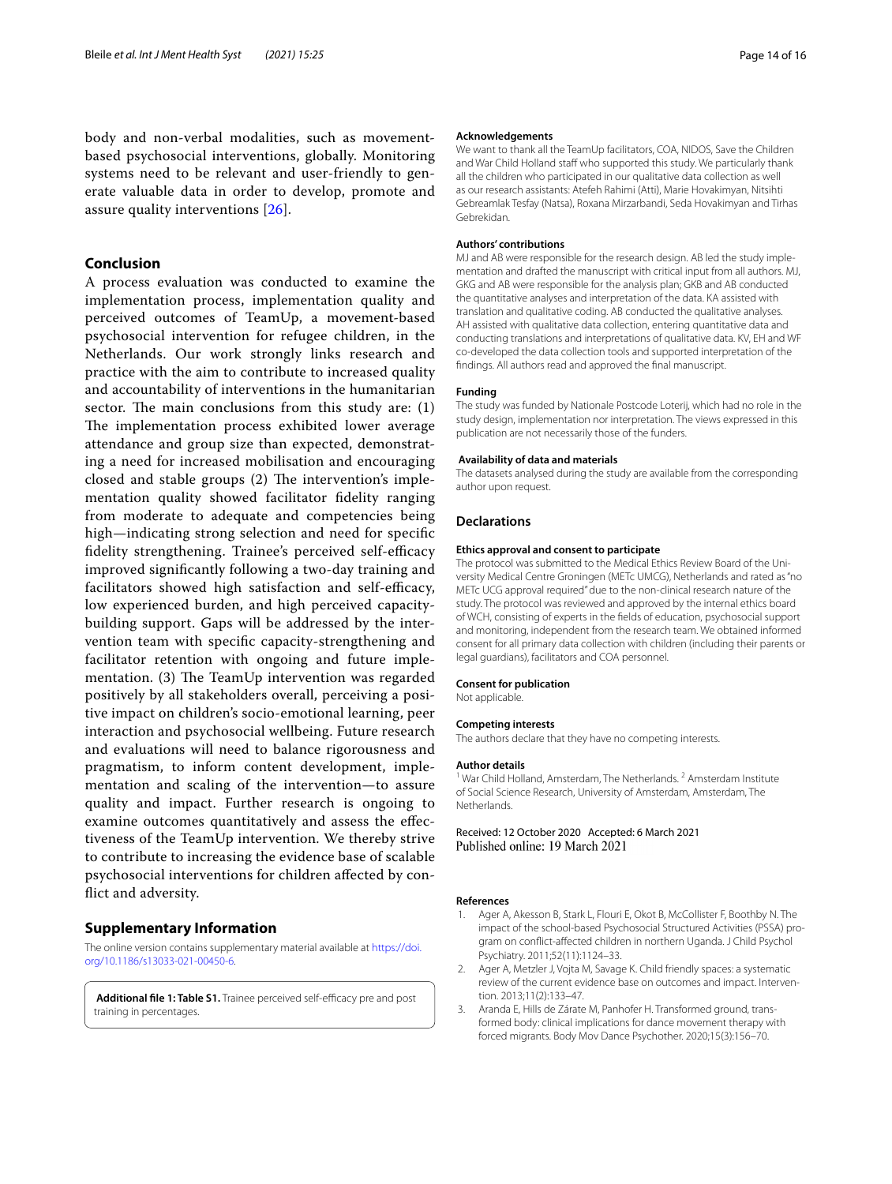body and non-verbal modalities, such as movement-based psychosocial interventions, globally. Monitoring systems need to be relevant and user-friendly to generate valuable data in order to develop, promote and assure quality interventions [26].

## Conclusion

A process evaluation was conducted to examine the implementation process, implementation quality and perceived outcomes of TeamUp, a movement-based psychosocial intervention for refugee children, in the Netherlands. Our work strongly links research and practice with the aim to contribute to increased quality and accountability of interventions in the humanitarian sector. The main conclusions from this study are: (1) The implementation process exhibited lower average attendance and group size than expected, demonstrating a need for increased mobilisation and encouraging closed and stable groups (2) The intervention's implementation quality showed facilitator fidelity ranging from moderate to adequate and competencies being high—indicating strong selection and need for specific fidelity strengthening. Trainee's perceived self-efficacy improved significantly following a two-day training and facilitators showed high satisfaction and self-efficacy, low experienced burden, and high perceived capacity-building support. Gaps will be addressed by the intervention team with specific capacity-strengthening and facilitator retention with ongoing and future implementation. (3) The TeamUp intervention was regarded positively by all stakeholders overall, perceiving a positive impact on children's socio-emotional learning, peer interaction and psychosocial wellbeing. Future research and evaluations will need to balance rigorousness and pragmatism, to inform content development, implementation and scaling of the intervention—to assure quality and impact. Further research is ongoing to examine outcomes quantitatively and assess the effectiveness of the TeamUp intervention. We thereby strive to contribute to increasing the evidence base of scalable psychosocial interventions for children affected by conflict and adversity.

## Supplementary Information

The online version contains supplementary material available at https://doi.org/10.1186/s13033-021-00450-6.

**Additional file 1: Table S1.** Trainee perceived self-efficacy pre and post training in percentages.

#### Acknowledgements

We want to thank all the TeamUp facilitators, COA, NIDOS, Save the Children and War Child Holland staff who supported this study. We particularly thank all the children who participated in our qualitative data collection as well as our research assistants: Atefeh Rahimi (Atti), Marie Hovakimyan, Nitsihti Gebreamlak Tesfay (Natsa), Roxana Mirzarbandi, Seda Hovakimyan and Tirhas Gebrekidan.

#### Authors' contributions

MJ and AB were responsible for the research design. AB led the study implementation and drafted the manuscript with critical input from all authors. MJ, GKG and AB were responsible for the analysis plan; GKB and AB conducted the quantitative analyses and interpretation of the data. KA assisted with translation and qualitative coding. AB conducted the qualitative analyses. AH assisted with qualitative data collection, entering quantitative data and conducting translations and interpretations of qualitative data. KV, EH and WF co-developed the data collection tools and supported interpretation of the findings. All authors read and approved the final manuscript.

#### Funding

The study was funded by Nationale Postcode Loterij, which had no role in the study design, implementation nor interpretation. The views expressed in this publication are not necessarily those of the funders.

#### Availability of data and materials

The datasets analysed during the study are available from the corresponding author upon request.

### Declarations

#### Ethics approval and consent to participate

The protocol was submitted to the Medical Ethics Review Board of the University Medical Centre Groningen (METc UMCG), Netherlands and rated as "no METc UCG approval required" due to the non-clinical research nature of the study. The protocol was reviewed and approved by the internal ethics board of WCH, consisting of experts in the fields of education, psychosocial support and monitoring, independent from the research team. We obtained informed consent for all primary data collection with children (including their parents or legal guardians), facilitators and COA personnel.

#### Consent for publication

Not applicable.

#### Competing interests

The authors declare that they have no competing interests.

#### Author details

[1] War Child Holland, Amsterdam, The Netherlands. [2] Amsterdam Institute of Social Science Research, University of Amsterdam, Amsterdam, The Netherlands.

Received: 12 October 2020 Accepted: 6 March 2021
Published online: 19 March 2021

#### References

1. Ager A, Akesson B, Stark L, Flouri E, Okot B, McCollister F, Boothby N. The impact of the school-based Psychosocial Structured Activities (PSSA) program on conflict-affected children in northern Uganda. J Child Psychol Psychiatry. 2011;52(11):1124–33.
2. Ager A, Metzler J, Vojta M, Savage K. Child friendly spaces: a systematic review of the current evidence base on outcomes and impact. Intervention. 2013;11(2):133–47.
3. Aranda E, Hills de Zárate M, Panhofer H. Transformed ground, transformed body: clinical implications for dance movement therapy with forced migrants. Body Mov Dance Psychother. 2020;15(3):156–70.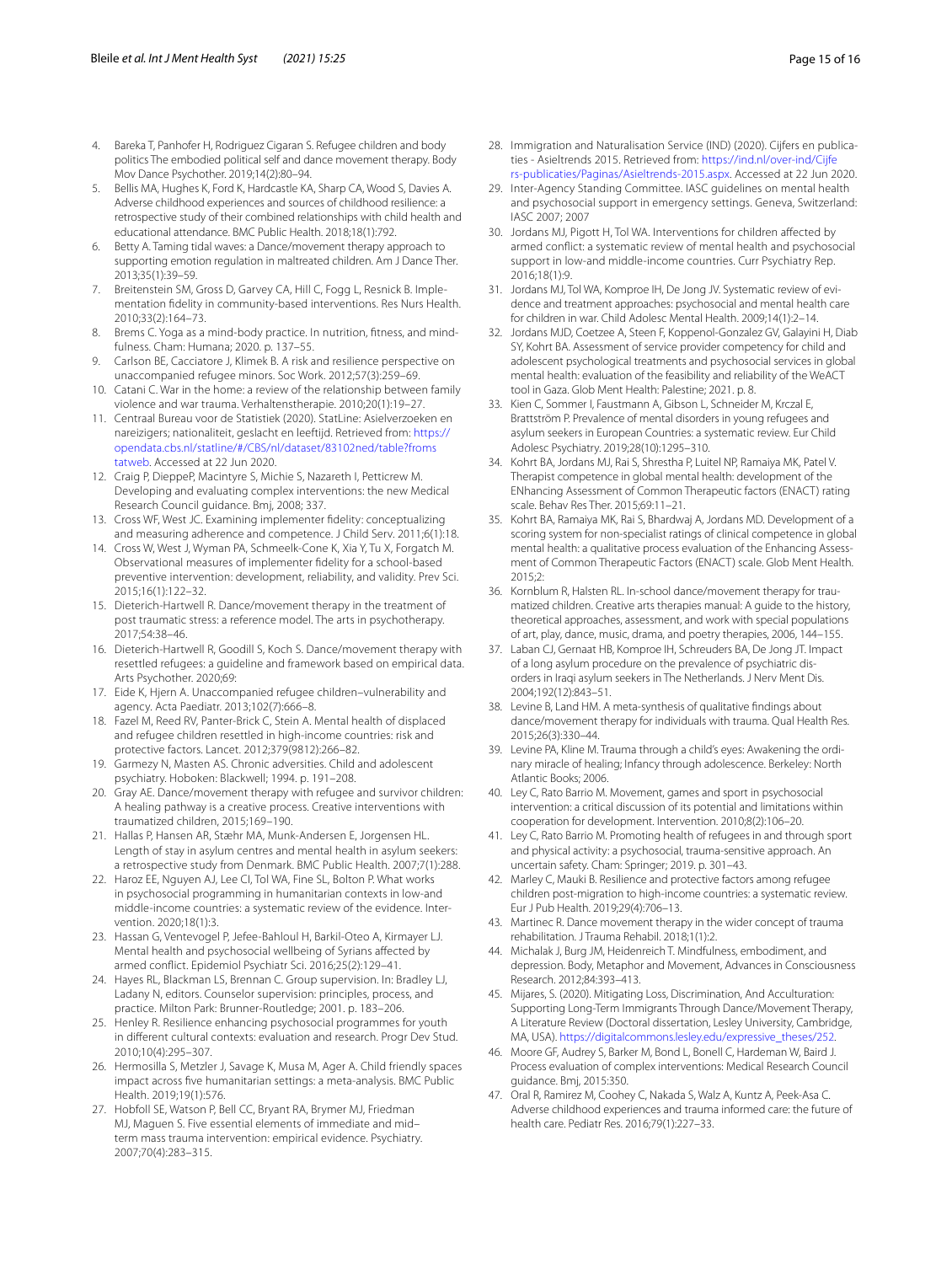4. Bareka T, Panhofer H, Rodriguez Cigaran S. Refugee children and body politics The embodied political self and dance movement therapy. Body Mov Dance Psychother. 2019;14(2):80–94.
5. Bellis MA, Hughes K, Ford K, Hardcastle KA, Sharp CA, Wood S, Davies A. Adverse childhood experiences and sources of childhood resilience: a retrospective study of their combined relationships with child health and educational attendance. BMC Public Health. 2018;18(1):792.
6. Betty A. Taming tidal waves: a Dance/movement therapy approach to supporting emotion regulation in maltreated children. Am J Dance Ther. 2013;35(1):39–59.
7. Breitenstein SM, Gross D, Garvey CA, Hill C, Fogg L, Resnick B. Implementation fidelity in community-based interventions. Res Nurs Health. 2010;33(2):164–73.
8. Brems C. Yoga as a mind-body practice. In nutrition, fitness, and mindfulness. Cham: Humana; 2020. p. 137–55.
9. Carlson BE, Cacciatore J, Klimek B. A risk and resilience perspective on unaccompanied refugee minors. Soc Work. 2012;57(3):259–69.
10. Catani C. War in the home: a review of the relationship between family violence and war trauma. Verhaltenstherapie. 2010;20(1):19–27.
11. Centraal Bureau voor de Statistiek (2020). StatLine: Asielverzoeken en nareizigers; nationaliteit, geslacht en leeftijd. Retrieved from: https://opendata.cbs.nl/statline/#/CBS/nl/dataset/83102ned/table?fromstatweb. Accessed at 22 Jun 2020.
12. Craig P, DieppeP, Macintyre S, Michie S, Nazareth I, Petticrew M. Developing and evaluating complex interventions: the new Medical Research Council guidance. Bmj, 2008; 337.
13. Cross WF, West JC. Examining implementer fidelity: conceptualizing and measuring adherence and competence. J Child Serv. 2011;6(1):18.
14. Cross W, West J, Wyman PA, Schmeelk-Cone K, Xia Y, Tu X, Forgatch M. Observational measures of implementer fidelity for a school-based preventive intervention: development, reliability, and validity. Prev Sci. 2015;16(1):122–32.
15. Dieterich-Hartwell R. Dance/movement therapy in the treatment of post traumatic stress: a reference model. The arts in psychotherapy. 2017;54:38–46.
16. Dieterich-Hartwell R, Goodill S, Koch S. Dance/movement therapy with resettled refugees: a guideline and framework based on empirical data. Arts Psychother. 2020;69:
17. Eide K, Hjern A. Unaccompanied refugee children–vulnerability and agency. Acta Paediatr. 2013;102(7):666–8.
18. Fazel M, Reed RV, Panter-Brick C, Stein A. Mental health of displaced and refugee children resettled in high-income countries: risk and protective factors. Lancet. 2012;379(9812):266–82.
19. Garmezy N, Masten AS. Chronic adversities. Child and adolescent psychiatry. Hoboken: Blackwell; 1994. p. 191–208.
20. Gray AE. Dance/movement therapy with refugee and survivor children: A healing pathway is a creative process. Creative interventions with traumatized children, 2015;169–190.
21. Hallas P, Hansen AR, Stæhr MA, Munk-Andersen E, Jorgensen HL. Length of stay in asylum centres and mental health in asylum seekers: a retrospective study from Denmark. BMC Public Health. 2007;7(1):288.
22. Haroz EE, Nguyen AJ, Lee CI, Tol WA, Fine SL, Bolton P. What works in psychosocial programming in humanitarian contexts in low-and middle-income countries: a systematic review of the evidence. Intervention. 2020;18(1):3.
23. Hassan G, Ventevogel P, Jefee-Bahloul H, Barkil-Oteo A, Kirmayer LJ. Mental health and psychosocial wellbeing of Syrians affected by armed conflict. Epidemiol Psychiatr Sci. 2016;25(2):129–41.
24. Hayes RL, Blackman LS, Brennan C. Group supervision. In: Bradley LJ, Ladany N, editors. Counselor supervision: principles, process, and practice. Milton Park: Brunner-Routledge; 2001. p. 183–206.
25. Henley R. Resilience enhancing psychosocial programmes for youth in different cultural contexts: evaluation and research. Progr Dev Stud. 2010;10(4):295–307.
26. Hermosilla S, Metzler J, Savage K, Musa M, Ager A. Child friendly spaces impact across five humanitarian settings: a meta-analysis. BMC Public Health. 2019;19(1):576.
27. Hobfoll SE, Watson P, Bell CC, Bryant RA, Brymer MJ, Friedman MJ, Maguen S. Five essential elements of immediate and mid–term mass trauma intervention: empirical evidence. Psychiatry. 2007;70(4):283–315.
28. Immigration and Naturalisation Service (IND) (2020). Cijfers en publicaties - Asieltrends 2015. Retrieved from: https://ind.nl/over-ind/Cijfers-publicaties/Paginas/Asieltrends-2015.aspx. Accessed at 22 Jun 2020.
29. Inter-Agency Standing Committee. IASC guidelines on mental health and psychosocial support in emergency settings. Geneva, Switzerland: IASC 2007; 2007
30. Jordans MJ, Pigott H, Tol WA. Interventions for children affected by armed conflict: a systematic review of mental health and psychosocial support in low-and middle-income countries. Curr Psychiatry Rep. 2016;18(1):9.
31. Jordans MJ, Tol WA, Komproe IH, De Jong JV. Systematic review of evidence and treatment approaches: psychosocial and mental health care for children in war. Child Adolesc Mental Health. 2009;14(1):2–14.
32. Jordans MJD, Coetzee A, Steen F, Koppenol-Gonzalez GV, Galayini H, Diab SY, Kohrt BA. Assessment of service provider competency for child and adolescent psychological treatments and psychosocial services in global mental health: evaluation of the feasibility and reliability of the WeACT tool in Gaza. Glob Ment Health: Palestine; 2021. p. 8.
33. Kien C, Sommer I, Faustmann A, Gibson L, Schneider M, Krczal E, Brattström P. Prevalence of mental disorders in young refugees and asylum seekers in European Countries: a systematic review. Eur Child Adolesc Psychiatry. 2019;28(10):1295–310.
34. Kohrt BA, Jordans MJ, Rai S, Shrestha P, Luitel NP, Ramaiya MK, Patel V. Therapist competence in global mental health: development of the ENhancing Assessment of Common Therapeutic factors (ENACT) rating scale. Behav Res Ther. 2015;69:11–21.
35. Kohrt BA, Ramaiya MK, Rai S, Bhardwaj A, Jordans MD. Development of a scoring system for non-specialist ratings of clinical competence in global mental health: a qualitative process evaluation of the Enhancing Assessment of Common Therapeutic Factors (ENACT) scale. Glob Ment Health. 2015;2:
36. Kornblum R, Halsten RL. In-school dance/movement therapy for traumatized children. Creative arts therapies manual: A guide to the history, theoretical approaches, assessment, and work with special populations of art, play, dance, music, drama, and poetry therapies, 2006, 144–155.
37. Laban CJ, Gernaat HB, Komproe IH, Schreuders BA, De Jong JT. Impact of a long asylum procedure on the prevalence of psychiatric disorders in Iraqi asylum seekers in The Netherlands. J Nerv Ment Dis. 2004;192(12):843–51.
38. Levine B, Land HM. A meta-synthesis of qualitative findings about dance/movement therapy for individuals with trauma. Qual Health Res. 2015;26(3):330–44.
39. Levine PA, Kline M. Trauma through a child's eyes: Awakening the ordinary miracle of healing; Infancy through adolescence. Berkeley: North Atlantic Books; 2006.
40. Ley C, Rato Barrio M. Movement, games and sport in psychosocial intervention: a critical discussion of its potential and limitations within cooperation for development. Intervention. 2010;8(2):106–20.
41. Ley C, Rato Barrio M. Promoting health of refugees in and through sport and physical activity: a psychosocial, trauma-sensitive approach. An uncertain safety. Cham: Springer; 2019. p. 301–43.
42. Marley C, Mauki B. Resilience and protective factors among refugee children post-migration to high-income countries: a systematic review. Eur J Pub Health. 2019;29(4):706–13.
43. Martinec R. Dance movement therapy in the wider concept of trauma rehabilitation. J Trauma Rehabil. 2018;1(1):2.
44. Michalak J, Burg JM, Heidenreich T. Mindfulness, embodiment, and depression. Body, Metaphor and Movement, Advances in Consciousness Research. 2012;84:393–413.
45. Mijares, S. (2020). Mitigating Loss, Discrimination, And Acculturation: Supporting Long-Term Immigrants Through Dance/Movement Therapy, A Literature Review (Doctoral dissertation, Lesley University, Cambridge, MA, USA). https://digitalcommons.lesley.edu/expressive_theses/252.
46. Moore GF, Audrey S, Barker M, Bond L, Bonell C, Hardeman W, Baird J. Process evaluation of complex interventions: Medical Research Council guidance. Bmj, 2015:350.
47. Oral R, Ramirez M, Coohey C, Nakada S, Walz A, Kuntz A, Peek-Asa C. Adverse childhood experiences and trauma informed care: the future of health care. Pediatr Res. 2016;79(1):227–33.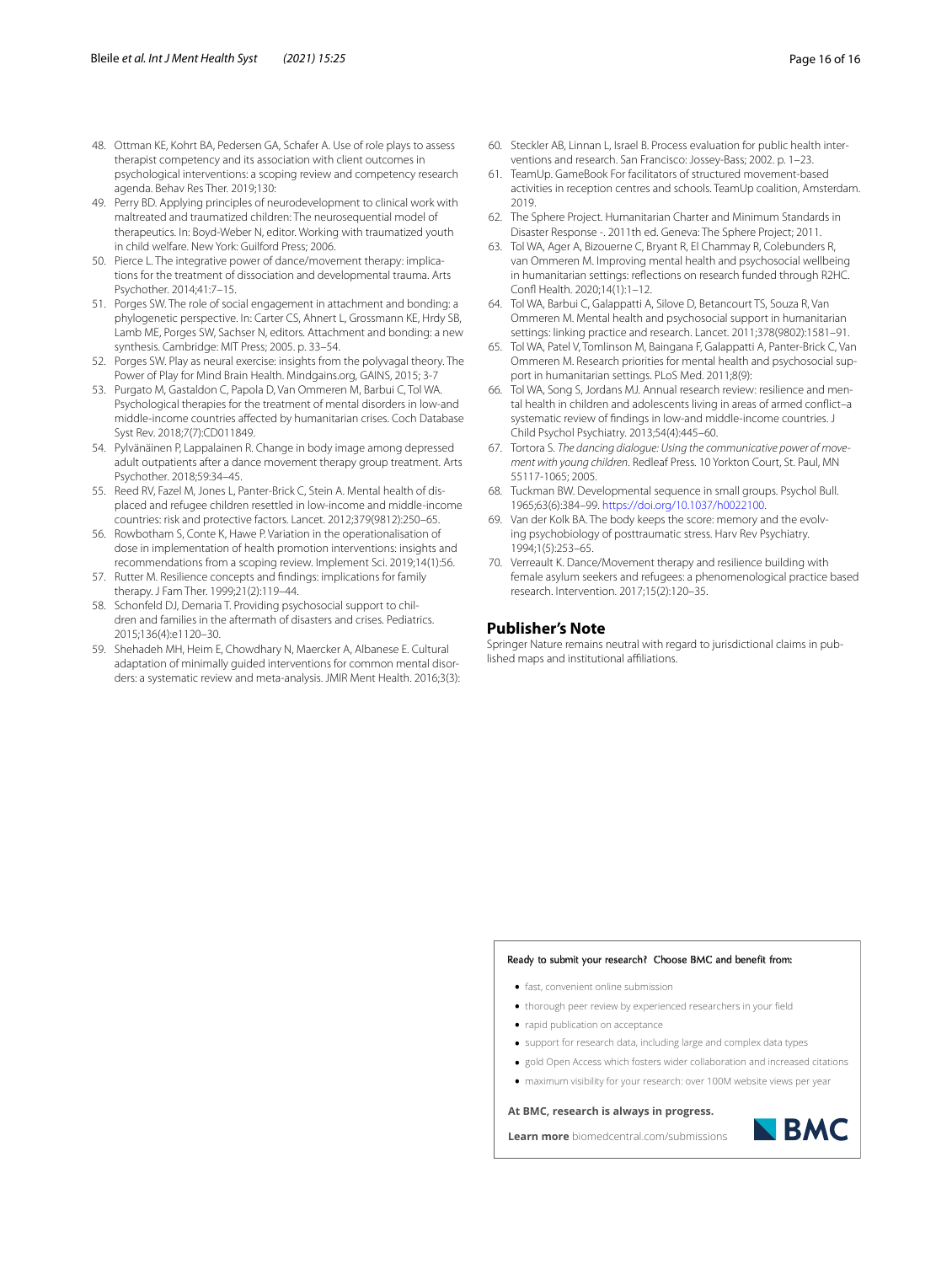48. Ottman KE, Kohrt BA, Pedersen GA, Schafer A. Use of role plays to assess therapist competency and its association with client outcomes in psychological interventions: a scoping review and competency research agenda. Behav Res Ther. 2019;130:
49. Perry BD. Applying principles of neurodevelopment to clinical work with maltreated and traumatized children: The neurosequential model of therapeutics. In: Boyd-Weber N, editor. Working with traumatized youth in child welfare. New York: Guilford Press; 2006.
50. Pierce L. The integrative power of dance/movement therapy: implications for the treatment of dissociation and developmental trauma. Arts Psychother. 2014;41:7–15.
51. Porges SW. The role of social engagement in attachment and bonding: a phylogenetic perspective. In: Carter CS, Ahnert L, Grossmann KE, Hrdy SB, Lamb ME, Porges SW, Sachser N, editors. Attachment and bonding: a new synthesis. Cambridge: MIT Press; 2005. p. 33–54.
52. Porges SW. Play as neural exercise: insights from the polyvagal theory. The Power of Play for Mind Brain Health. Mindgains.org, GAINS, 2015; 3-7
53. Purgato M, Gastaldon C, Papola D, Van Ommeren M, Barbui C, Tol WA. Psychological therapies for the treatment of mental disorders in low-and middle-income countries affected by humanitarian crises. Coch Database Syst Rev. 2018;7(7):CD011849.
54. Pylvänäinen P, Lappalainen R. Change in body image among depressed adult outpatients after a dance movement therapy group treatment. Arts Psychother. 2018;59:34–45.
55. Reed RV, Fazel M, Jones L, Panter-Brick C, Stein A. Mental health of displaced and refugee children resettled in low-income and middle-income countries: risk and protective factors. Lancet. 2012;379(9812):250–65.
56. Rowbotham S, Conte K, Hawe P. Variation in the operationalisation of dose in implementation of health promotion interventions: insights and recommendations from a scoping review. Implement Sci. 2019;14(1):56.
57. Rutter M. Resilience concepts and findings: implications for family therapy. J Fam Ther. 1999;21(2):119–44.
58. Schonfeld DJ, Demaria T. Providing psychosocial support to children and families in the aftermath of disasters and crises. Pediatrics. 2015;136(4):e1120–30.
59. Shehadeh MH, Heim E, Chowdhary N, Maercker A, Albanese E. Cultural adaptation of minimally guided interventions for common mental disorders: a systematic review and meta-analysis. JMIR Ment Health. 2016;3(3):
60. Steckler AB, Linnan L, Israel B. Process evaluation for public health interventions and research. San Francisco: Jossey-Bass; 2002. p. 1–23.
61. TeamUp. GameBook For facilitators of structured movement-based activities in reception centres and schools. TeamUp coalition, Amsterdam. 2019.
62. The Sphere Project. Humanitarian Charter and Minimum Standards in Disaster Response -. 2011th ed. Geneva: The Sphere Project; 2011.
63. Tol WA, Ager A, Bizouerne C, Bryant R, El Chammay R, Colebunders R, van Ommeren M. Improving mental health and psychosocial wellbeing in humanitarian settings: reflections on research funded through R2HC. Confl Health. 2020;14(1):1–12.
64. Tol WA, Barbui C, Galappatti A, Silove D, Betancourt TS, Souza R, Van Ommeren M. Mental health and psychosocial support in humanitarian settings: linking practice and research. Lancet. 2011;378(9802):1581–91.
65. Tol WA, Patel V, Tomlinson M, Baingana F, Galappatti A, Panter-Brick C, Van Ommeren M. Research priorities for mental health and psychosocial support in humanitarian settings. PLoS Med. 2011;8(9):
66. Tol WA, Song S, Jordans MJ. Annual research review: resilience and mental health in children and adolescents living in areas of armed conflict–a systematic review of findings in low-and middle-income countries. J Child Psychol Psychiatry. 2013;54(4):445–60.
67. Tortora S. *The dancing dialogue: Using the communicative power of movement with young children*. Redleaf Press. 10 Yorkton Court, St. Paul, MN 55117-1065; 2005.
68. Tuckman BW. Developmental sequence in small groups. Psychol Bull. 1965;63(6):384–99. https://doi.org/10.1037/h0022100.
69. Van der Kolk BA. The body keeps the score: memory and the evolving psychobiology of posttraumatic stress. Harv Rev Psychiatry. 1994;1(5):253–65.
70. Verreault K. Dance/Movement therapy and resilience building with female asylum seekers and refugees: a phenomenological practice based research. Intervention. 2017;15(2):120–35.

## Publisher's Note

Springer Nature remains neutral with regard to jurisdictional claims in published maps and institutional affiliations.

Ready to submit your research? Choose BMC and benefit from:

- fast, convenient online submission
- thorough peer review by experienced researchers in your field
- rapid publication on acceptance
- support for research data, including large and complex data types
- gold Open Access which fosters wider collaboration and increased citations
- maximum visibility for your research: over 100M website views per year

**At BMC, research is always in progress.**

**Learn more** biomedcentral.com/submissions

BMC